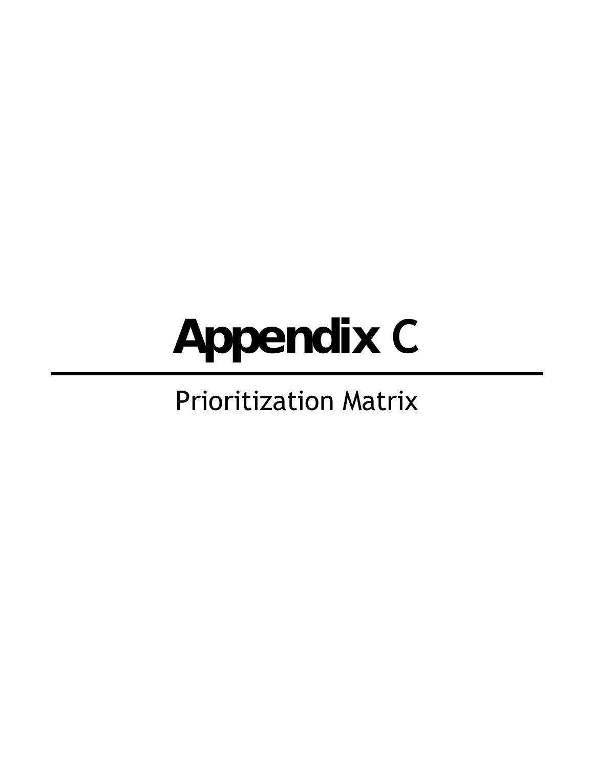# Appendix C

Prioritization Matrix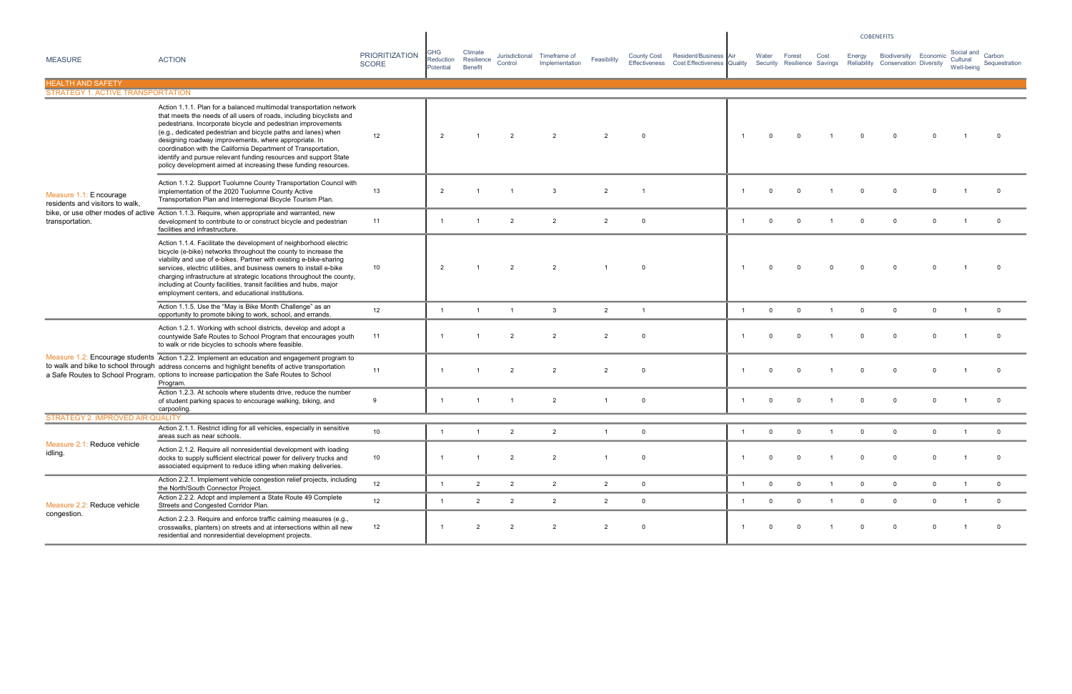| MEASURE | ACTION | PRIORITIZATION SCORE | GHG Reduction Potential | Climate Resilience Benefit | Jurisdictional Control | Timeframe of Implementation | Feasibility | County Cost Effectiveness | Resident/Business Cost Effectiveness | COBENEFITS: Air Quality | Water Security | Forest Resilience | Cost Savings | Energy Reliability | Biodiversity Conservation | Economic Diversity | Social and Cultural Well-being | Carbon Sequestration |
|---|---|---|---|---|---|---|---|---|---|---|---|---|---|---|---|---|---|---|
| **HEALTH AND SAFETY** | | | | | | | | | | | | | | | | | | |
| **STRATEGY 1. ACTIVE TRANSPORTATION** | | | | | | | | | | | | | | | | | | |
| Measure 1.1: Encourage residents and visitors to walk, bike, or use other modes of active transportation. | Action 1.1.1. Plan for a balanced multimodal transportation network that meets the needs of all users of roads, including bicyclists and pedestrians. Incorporate bicycle and pedestrian improvements (e.g., dedicated pedestrian and bicycle paths and lanes) when designing roadway improvements, where appropriate. In coordination with the California Department of Transportation, identify and pursue relevant funding resources and support State policy development aimed at increasing these funding resources. | 12 | 2 | 1 | 2 | 2 | 2 | 0 | | 1 | 0 | 0 | 1 | 0 | 0 | 0 | 1 | 0 |
| | Action 1.1.2. Support Tuolumne County Transportation Council with implementation of the 2020 Tuolumne County Active Transportation Plan and Interregional Bicycle Tourism Plan. | 13 | 2 | 1 | 1 | 3 | 2 | 1 | | 1 | 0 | 0 | 1 | 0 | 0 | 0 | 1 | 0 |
| | Action 1.1.3. Require, when appropriate and warranted, new development to contribute to or construct bicycle and pedestrian facilities and infrastructure. | 11 | 1 | 1 | 2 | 2 | 2 | 0 | | 1 | 0 | 0 | 1 | 0 | 0 | 0 | 1 | 0 |
| | Action 1.1.4. Facilitate the development of neighborhood electric bicycle (e-bike) networks throughout the county to increase the viability and use of e-bikes. Partner with existing e-bike-sharing services, electric utilities, and business owners to install e-bike charging infrastructure at strategic locations throughout the county, including at County facilities, transit facilities and hubs, major employment centers, and educational institutions. | 10 | 2 | 1 | 2 | 2 | 1 | 0 | | 1 | 0 | 0 | 0 | 0 | 0 | 0 | 1 | 0 |
| | Action 1.1.5. Use the "May is Bike Month Challenge" as an opportunity to promote biking to work, school, and errands. | 12 | 1 | 1 | 1 | 3 | 2 | 1 | | 1 | 0 | 0 | 1 | 0 | 0 | 0 | 1 | 0 |
| Measure 1.2: Encourage students to walk and bike to school through a Safe Routes to School Program. | Action 1.2.1. Working with school districts, develop and adopt a countywide Safe Routes to School Program that encourages youth to walk or ride bicycles to schools where feasible. | 11 | 1 | 1 | 2 | 2 | 2 | 0 | | 1 | 0 | 0 | 1 | 0 | 0 | 0 | 1 | 0 |
| | Action 1.2.2. Implement an education and engagement program to address concerns and highlight benefits of active transportation options to increase participation the Safe Routes to School Program. | 11 | 1 | 1 | 2 | 2 | 2 | 0 | | 1 | 0 | 0 | 1 | 0 | 0 | 0 | 1 | 0 |
| | Action 1.2.3. At schools where students drive, reduce the number of student parking spaces to encourage walking, biking, and carpooling. | 9 | 1 | 1 | 1 | 2 | 1 | 0 | | 1 | 0 | 0 | 1 | 0 | 0 | 0 | 1 | 0 |
| **STRATEGY 2. IMPROVED AIR QUALITY** | | | | | | | | | | | | | | | | | | |
| Measure 2.1: Reduce vehicle idling. | Action 2.1.1. Restrict idling for all vehicles, especially in sensitive areas such as near schools. | 10 | 1 | 1 | 2 | 2 | 1 | 0 | | 1 | 0 | 0 | 1 | 0 | 0 | 0 | 1 | 0 |
| | Action 2.1.2. Require all nonresidential development with loading docks to supply sufficient electrical power for delivery trucks and associated equipment to reduce idling when making deliveries. | 10 | 1 | 1 | 2 | 2 | 1 | 0 | | 1 | 0 | 0 | 1 | 0 | 0 | 0 | 1 | 0 |
| Measure 2.2: Reduce vehicle congestion. | Action 2.2.1. Implement vehicle congestion relief projects, including the North/South Connector Project. | 12 | 1 | 2 | 2 | 2 | 2 | 0 | | 1 | 0 | 0 | 1 | 0 | 0 | 0 | 1 | 0 |
| | Action 2.2.2. Adopt and implement a State Route 49 Complete Streets and Congested Corridor Plan. | 12 | 1 | 2 | 2 | 2 | 2 | 0 | | 1 | 0 | 0 | 1 | 0 | 0 | 0 | 1 | 0 |
| | Action 2.2.3. Require and enforce traffic calming measures (e.g., crosswalks, planters) on streets and at intersections within all new residential and nonresidential development projects. | 12 | 1 | 2 | 2 | 2 | 2 | 0 | | 1 | 0 | 0 | 1 | 0 | 0 | 0 | 1 | 0 |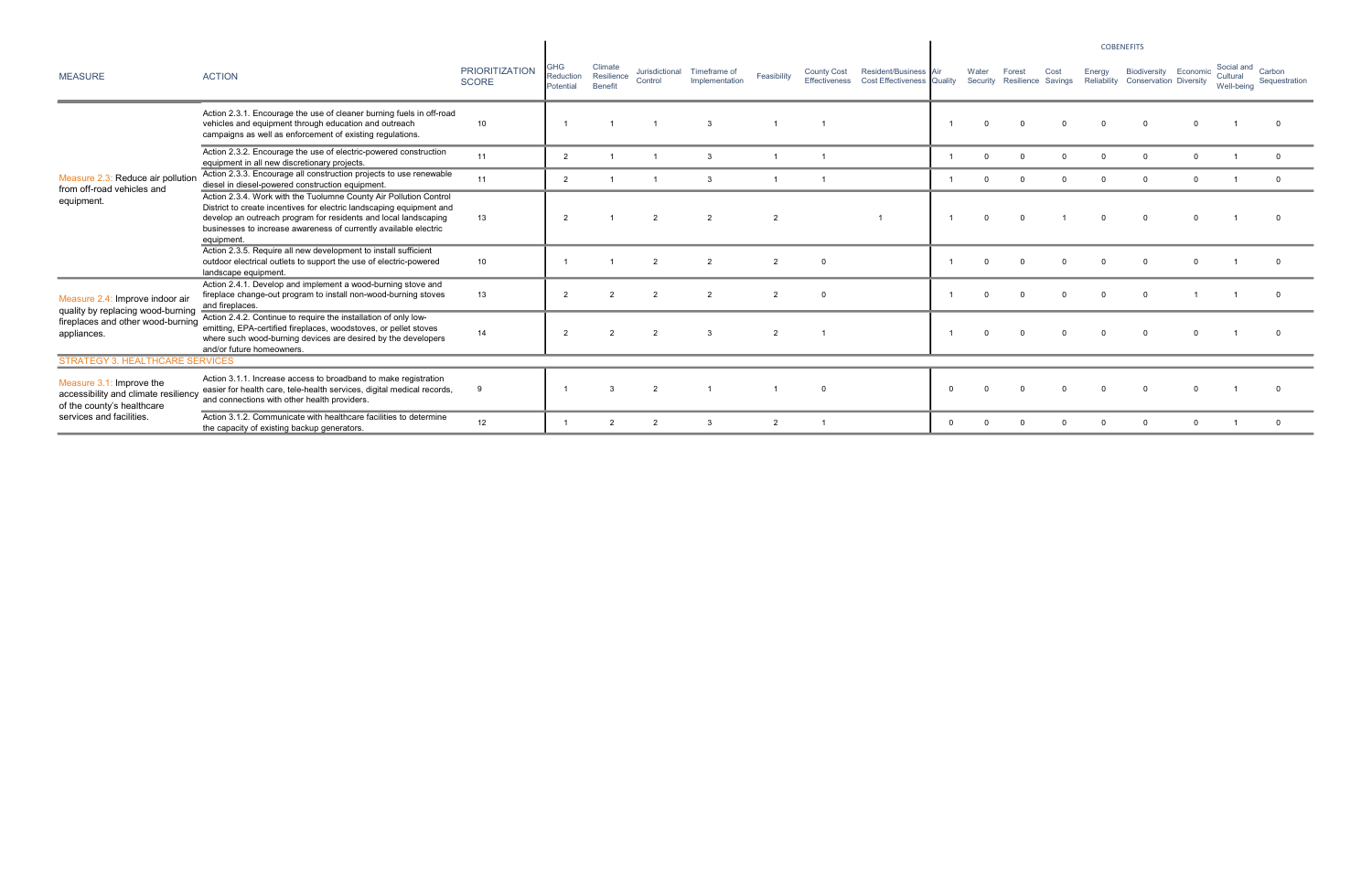| MEASURE | ACTION | PRIORITIZATION SCORE | GHG Reduction Potential | Climate Resilience Benefit | Jurisdictional Control | Timeframe of Implementation | Feasibility | County Cost Effectiveness | Resident/Business Cost Effectiveness | COBENEFITS | | | | | | | | |
|---|---|---|---|---|---|---|---|---|---|---|---|---|---|---|---|---|---|---|
| | | | | | | | | | | Air Quality | Water Security | Forest Resilience | Cost Savings | Energy Reliability | Biodiversity Conservation | Economic Diversity | Social and Cultural Well-being | Carbon Sequestration |
| Measure 2.3: Reduce air pollution from off-road vehicles and equipment. | Action 2.3.1. Encourage the use of cleaner burning fuels in off-road vehicles and equipment through education and outreach campaigns as well as enforcement of existing regulations. | 10 | 1 | 1 | 1 | 3 | 1 | 1 | | 1 | 0 | 0 | 0 | 0 | 0 | 0 | 1 | 0 |
| | Action 2.3.2. Encourage the use of electric-powered construction equipment in all new discretionary projects. | 11 | 2 | 1 | 1 | 3 | 1 | 1 | | 1 | 0 | 0 | 0 | 0 | 0 | 0 | 1 | 0 |
| | Action 2.3.3. Encourage all construction projects to use renewable diesel in diesel-powered construction equipment. | 11 | 2 | 1 | 1 | 3 | 1 | 1 | | 1 | 0 | 0 | 0 | 0 | 0 | 0 | 1 | 0 |
| | Action 2.3.4. Work with the Tuolumne County Air Pollution Control District to create incentives for electric landscaping equipment and develop an outreach program for residents and local landscaping businesses to increase awareness of currently available electric equipment. | 13 | 2 | 1 | 2 | 2 | 2 | | 1 | 1 | 0 | 0 | 1 | 0 | 0 | 0 | 1 | 0 |
| | Action 2.3.5. Require all new development to install sufficient outdoor electrical outlets to support the use of electric-powered landscape equipment. | 10 | 1 | 1 | 2 | 2 | 2 | 0 | | 1 | 0 | 0 | 0 | 0 | 0 | 0 | 1 | 0 |
| Measure 2.4: Improve indoor air quality by replacing wood-burning fireplaces and other wood-burning appliances. | Action 2.4.1. Develop and implement a wood-burning stove and fireplace change-out program to install non-wood-burning stoves and fireplaces. | 13 | 2 | 2 | 2 | 2 | 2 | 0 | | 1 | 0 | 0 | 0 | 0 | 0 | 1 | 1 | 0 |
| | Action 2.4.2. Continue to require the installation of only low-emitting, EPA-certified fireplaces, woodstoves, or pellet stoves where such wood-burning devices are desired by the developers and/or future homeowners. | 14 | 2 | 2 | 2 | 3 | 2 | 1 | | 1 | 0 | 0 | 0 | 0 | 0 | 0 | 1 | 0 |
| STRATEGY 3. HEALTHCARE SERVICES | | | | | | | | | | | | | | | | | | |
| Measure 3.1: Improve the accessibility and climate resiliency of the county's healthcare services and facilities. | Action 3.1.1. Increase access to broadband to make registration easier for health care, tele-health services, digital medical records, and connections with other health providers. | 9 | 1 | 3 | 2 | 1 | 1 | 0 | | 0 | 0 | 0 | 0 | 0 | 0 | 0 | 1 | 0 |
| | Action 3.1.2. Communicate with healthcare facilities to determine the capacity of existing backup generators. | 12 | 1 | 2 | 2 | 3 | 2 | 1 | | 0 | 0 | 0 | 0 | 0 | 0 | 0 | 1 | 0 |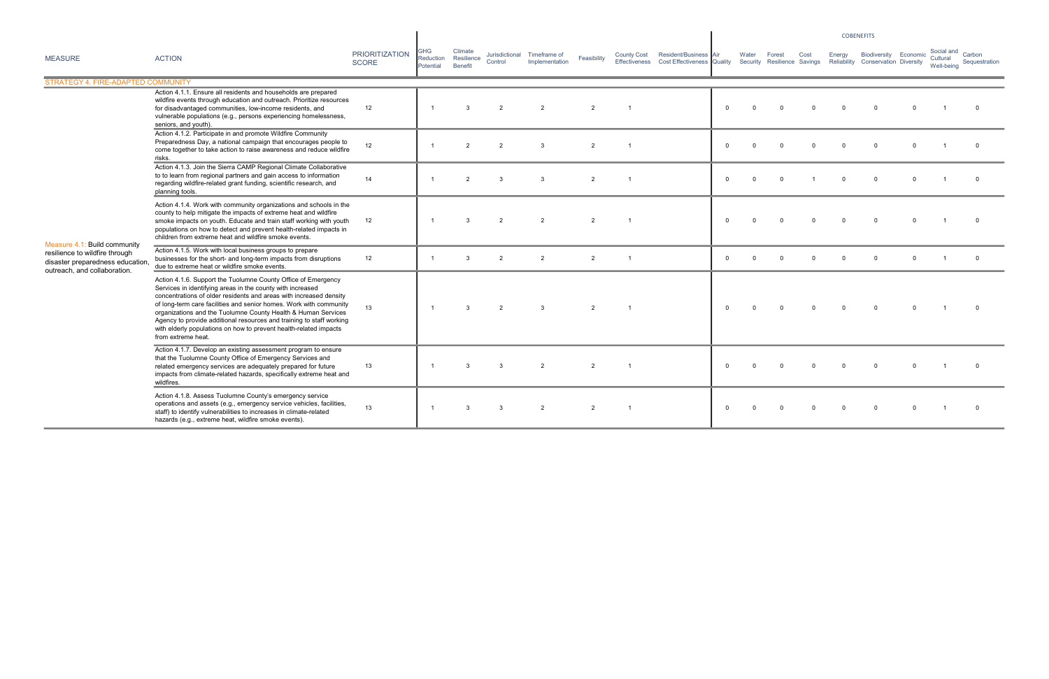| MEASURE | ACTION | PRIORITIZATION SCORE | GHG Reduction Potential | Climate Resilience Benefit | Jurisdictional Control | Timeframe of Implementation | Feasibility | County Cost Effectiveness | Resident/Business Cost Effectiveness | Air Quality | Water Security | Forest Resilience | Cost Savings | Energy Reliability | Biodiversity Conservation | Economic Diversity | Social and Cultural Well-being | Carbon Sequestration |
|---|---|---|---|---|---|---|---|---|---|---|---|---|---|---|---|---|---|---|
| | | | | | | | | | | COBENEFITS | | | | | | | | |
| STRATEGY 4. FIRE-ADAPTED COMMUNITY | | | | | | | | | | | | | | | | | | |
| Measure 4.1: Build community resilience to wildfire through disaster preparedness education, outreach, and collaboration. | Action 4.1.1. Ensure all residents and households are prepared wildfire events through education and outreach. Prioritize resources for disadvantaged communities, low-income residents, and vulnerable populations (e.g., persons experiencing homelessness, seniors, and youth). | 12 | 1 | 3 | 2 | 2 | 2 | 1 | | 0 | 0 | 0 | 0 | 0 | 0 | 0 | 1 | 0 |
| | Action 4.1.2. Participate in and promote Wildfire Community Preparedness Day, a national campaign that encourages people to come together to take action to raise awareness and reduce wildfire risks. | 12 | 1 | 2 | 2 | 3 | 2 | 1 | | 0 | 0 | 0 | 0 | 0 | 0 | 0 | 1 | 0 |
| | Action 4.1.3. Join the Sierra CAMP Regional Climate Collaborative to to learn from regional partners and gain access to information regarding wildfire-related grant funding, scientific research, and planning tools. | 14 | 1 | 2 | 3 | 3 | 2 | 1 | | 0 | 0 | 0 | 1 | 0 | 0 | 0 | 1 | 0 |
| | Action 4.1.4. Work with community organizations and schools in the county to help mitigate the impacts of extreme heat and wildfire smoke impacts on youth. Educate and train staff working with youth populations on how to detect and prevent health-related impacts in children from extreme heat and wildfire smoke events. | 12 | 1 | 3 | 2 | 2 | 2 | 1 | | 0 | 0 | 0 | 0 | 0 | 0 | 0 | 1 | 0 |
| | Action 4.1.5. Work with local business groups to prepare businesses for the short- and long-term impacts from disruptions due to extreme heat or wildfire smoke events. | 12 | 1 | 3 | 2 | 2 | 2 | 1 | | 0 | 0 | 0 | 0 | 0 | 0 | 0 | 1 | 0 |
| | Action 4.1.6. Support the Tuolumne County Office of Emergency Services in identifying areas in the county with increased concentrations of older residents and areas with increased density of long-term care facilities and senior homes. Work with community organizations and the Tuolumne County Health & Human Services Agency to provide additional resources and training to staff working with elderly populations on how to prevent health-related impacts from extreme heat. | 13 | 1 | 3 | 2 | 3 | 2 | 1 | | 0 | 0 | 0 | 0 | 0 | 0 | 0 | 1 | 0 |
| | Action 4.1.7. Develop an existing assessment program to ensure that the Tuolumne County Office of Emergency Services and related emergency services are adequately prepared for future impacts from climate-related hazards, specifically extreme heat and wildfires. | 13 | 1 | 3 | 3 | 2 | 2 | 1 | | 0 | 0 | 0 | 0 | 0 | 0 | 0 | 1 | 0 |
| | Action 4.1.8. Assess Tuolumne County's emergency service operations and assets (e.g., emergency service vehicles, facilities, staff) to identify vulnerabilities to increases in climate-related hazards (e.g., extreme heat, wildfire smoke events). | 13 | 1 | 3 | 3 | 2 | 2 | 1 | | 0 | 0 | 0 | 0 | 0 | 0 | 0 | 1 | 0 |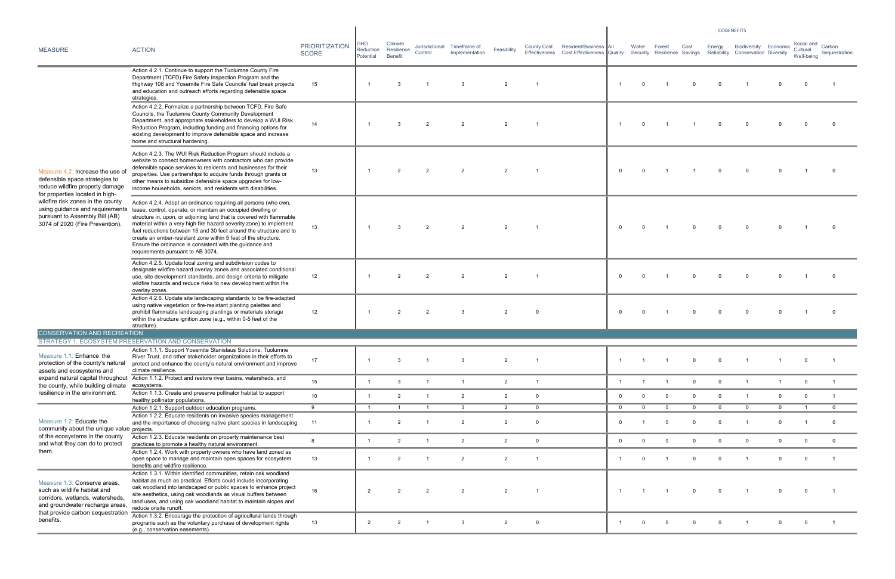| MEASURE | ACTION | PRIORITIZATION SCORE | GHG Reduction Potential | Climate Resilience Benefit | Jurisdictional Control | Timeframe of Implementation | Feasibility | County Cost Effectiveness | Resident/Business Cost Effectiveness | Air Quality | Water Security | Forest Resilience | Cost Savings | Energy Reliability | Biodiversity Conservation | Economic Diversity | Social and Cultural Well-being | Carbon Sequestration |
|---|---|---|---|---|---|---|---|---|---|---|---|---|---|---|---|---|---|---|
| | | | | | | | | | | COBENEFITS | | | | | | | | |
| Measure 4.2: Increase the use of defensible space strategies to reduce wildfire property damage for properties located in high-wildfire risk zones in the county using guidance and requirements pursuant to Assembly Bill (AB) 3074 of 2020 (Fire Prevention). | Action 4.2.1. Continue to support the Tuolumne County Fire Department (TCFD) Fire Safety Inspection Program and the Highway 108 and Yosemite Fire Safe Councils' fuel break projects and education and outreach efforts regarding defensible space strategies. | 15 | 1 | 3 | 1 | 3 | 2 | 1 | | 1 | 0 | 1 | 0 | 0 | 1 | 0 | 0 | 1 |
| | Action 4.2.2. Formalize a partnership between TCFD, Fire Safe Councils, the Tuolumne County Community Development Department, and appropriate stakeholders to develop a WUI Risk Reduction Program, including funding and financing options for existing development to improve defensible space and increase home and structural hardening. | 14 | 1 | 3 | 2 | 2 | 2 | 1 | | 1 | 0 | 1 | 1 | 0 | 0 | 0 | 0 | 0 |
| | Action 4.2.3. The WUI Risk Reduction Program should include a website to connect homeowners with contractors who can provide defensible space services to residents and businesses for their properties. Use partnerships to acquire funds through grants or other means to subsidize defensible space upgrades for low-income households, seniors, and residents with disabilities. | 13 | 1 | 2 | 2 | 2 | 2 | 1 | | 0 | 0 | 1 | 1 | 0 | 0 | 0 | 1 | 0 |
| | Action 4.2.4. Adopt an ordinance requiring all persons (who own, lease, control, operate, or maintain an occupied dwelling or structure in, upon, or adjoining land that is covered with flammable material within a very high fire hazard severity zone) to implement fuel reductions between 15 and 30 feet around the structure and to create an ember-resistant zone within 5 feet of the structure. Ensure the ordinance is consistent with the guidance and requirements pursuant to AB 3074. | 13 | 1 | 3 | 2 | 2 | 2 | 1 | | 0 | 0 | 1 | 0 | 0 | 0 | 0 | 1 | 0 |
| | Action 4.2.5. Update local zoning and subdivision codes to designate wildfire hazard overlay zones and associated conditional use, site development standards, and design criteria to mitigate wildfire hazards and reduce risks to new development within the overlay zones. | 12 | 1 | 2 | 2 | 2 | 2 | 1 | | 0 | 0 | 1 | 0 | 0 | 0 | 0 | 1 | 0 |
| | Action 4.2.6. Update site landscaping standards to be fire-adapted using native vegetation or fire-resistant planting palettes and prohibit flammable landscaping plantings or materials storage within the structure ignition zone (e.g., within 0-5 feet of the structure). | 12 | 1 | 2 | 2 | 3 | 2 | 0 | | 0 | 0 | 1 | 0 | 0 | 0 | 0 | 1 | 0 |
| **CONSERVATION AND RECREATION** | | | | | | | | | | | | | | | | | | |
| **STRATEGY 1. ECOSYSTEM PRESERVATION AND CONSERVATION** | | | | | | | | | | | | | | | | | | |
| Measure 1.1: Enhance the protection of the county's natural assets and ecosystems and expand natural capital throughout the county, while building climate resilience in the environment. | Action 1.1.1. Support Yosemite Stanislaus Solutions, Tuolumne River Trust, and other stakeholder organizations in their efforts to protect and enhance the county's natural environment and improve climate resilience. | 17 | 1 | 3 | 1 | 3 | 2 | 1 | | 1 | 1 | 1 | 0 | 0 | 1 | 1 | 0 | 1 |
| | Action 1.1.2. Protect and restore river basins, watersheds, and ecosystems. | 15 | 1 | 3 | 1 | 1 | 2 | 1 | | 1 | 1 | 1 | 0 | 0 | 1 | 1 | 0 | 1 |
| | Action 1.1.3. Create and preserve pollinator habitat to support healthy pollinator populations. | 10 | 1 | 2 | 1 | 2 | 2 | 0 | | 0 | 0 | 0 | 0 | 0 | 1 | 0 | 0 | 1 |
| Measure 1.2: Educate the community about the unique value of the ecosystems in the county and what they can do to protect them. | Action 1.2.1. Support outdoor education programs. | 9 | 1 | 1 | 1 | 3 | 2 | 0 | | 0 | 0 | 0 | 0 | 0 | 0 | 0 | 1 | 0 |
| | Action 1.2.2. Educate residents on invasive species management and the importance of choosing native plant species in landscaping projects. | 11 | 1 | 2 | 1 | 2 | 2 | 0 | | 0 | 1 | 0 | 0 | 0 | 1 | 0 | 1 | 0 |
| | Action 1.2.3. Educate residents on property maintenance best practices to promote a healthy natural environment. | 8 | 1 | 2 | 1 | 2 | 2 | 0 | | 0 | 0 | 0 | 0 | 0 | 0 | 0 | 0 | 0 |
| | Action 1.2.4. Work with property owners who have land zoned as open space to manage and maintain open spaces for ecosystem benefits and wildfire resilience. | 13 | 1 | 2 | 1 | 2 | 2 | 1 | | 1 | 0 | 1 | 0 | 0 | 1 | 0 | 0 | 1 |
| Measure 1.3: Conserve areas, such as wildlife habitat and corridors, wetlands, watersheds, and groundwater recharge areas, that provide carbon sequestration benefits. | Action 1.3.1. Within identified communities, retain oak woodland habitat as much as practical. Efforts could include incorporating oak woodland into landscaped or public spaces to enhance project site aesthetics, using oak woodlands as visual buffers between land uses, and using oak woodland habitat to maintain slopes and reduce onsite runoff. | 16 | 2 | 2 | 2 | 2 | 2 | 1 | | 1 | 1 | 1 | 0 | 0 | 1 | 0 | 0 | 1 |
| | Action 1.3.2. Encourage the protection of agricultural lands through programs such as the voluntary purchase of development rights (e.g., conservation easements). | 13 | 2 | 2 | 1 | 3 | 2 | 0 | | 1 | 0 | 0 | 0 | 0 | 1 | 0 | 0 | 1 |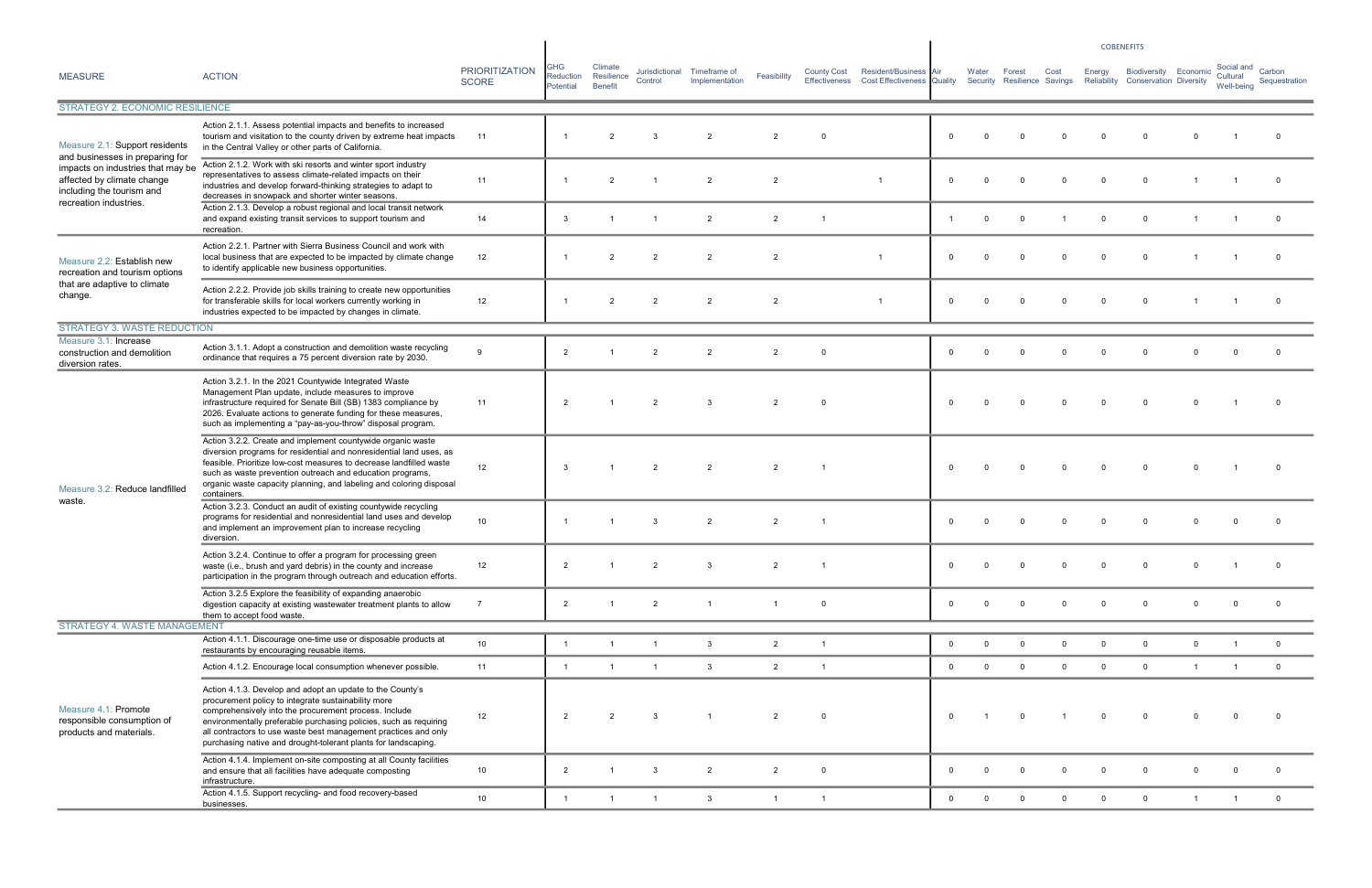| MEASURE | ACTION | PRIORITIZATION SCORE | GHG Reduction Potential | Climate Resilience Benefit | Jurisdictional Control | Timeframe of Implementation | Feasibility | County Cost Effectiveness | Resident/Business Cost Effectiveness | COBENEFITS | | | | | | | | |
|---|---|---|---|---|---|---|---|---|---|---|---|---|---|---|---|---|---|---|
| | | | | | | | | | | Air Quality | Water Security | Forest Resilience | Cost Savings | Energy Reliability | Biodiversity Conservation | Economic Diversity | Social and Cultural Well-being | Carbon Sequestration |
| **STRATEGY 2. ECONOMIC RESILIENCE** | | | | | | | | | | | | | | | | | | |
| Measure 2.1: Support residents and businesses in preparing for impacts on industries that may be affected by climate change including the tourism and recreation industries. | Action 2.1.1. Assess potential impacts and benefits to increased tourism and visitation to the county driven by extreme heat impacts in the Central Valley or other parts of California. | 11 | 1 | 2 | 3 | 2 | 2 | 0 | | 0 | 0 | 0 | 0 | 0 | 0 | 0 | 1 | 0 |
| | Action 2.1.2. Work with ski resorts and winter sport industry representatives to assess climate-related impacts on their industries and develop forward-thinking strategies to adapt to decreases in snowpack and shorter winter seasons. | 11 | 1 | 2 | 1 | 2 | 2 | | 1 | 0 | 0 | 0 | 0 | 0 | 0 | 1 | 1 | 0 |
| | Action 2.1.3. Develop a robust regional and local transit network and expand existing transit services to support tourism and recreation. | 14 | 3 | 1 | 1 | 2 | 2 | 1 | | 1 | 0 | 0 | 1 | 0 | 0 | 1 | 1 | 0 |
| Measure 2.2: Establish new recreation and tourism options that are adaptive to climate change. | Action 2.2.1. Partner with Sierra Business Council and work with local business that are expected to be impacted by climate change to identify applicable new business opportunities. | 12 | 1 | 2 | 2 | 2 | 2 | | 1 | 0 | 0 | 0 | 0 | 0 | 0 | 1 | 1 | 0 |
| | Action 2.2.2. Provide job skills training to create new opportunities for transferable skills for local workers currently working in industries expected to be impacted by changes in climate. | 12 | 1 | 2 | 2 | 2 | 2 | | 1 | 0 | 0 | 0 | 0 | 0 | 0 | 1 | 1 | 0 |
| **STRATEGY 3. WASTE REDUCTION** | | | | | | | | | | | | | | | | | | |
| Measure 3.1: Increase construction and demolition diversion rates. | Action 3.1.1. Adopt a construction and demolition waste recycling ordinance that requires a 75 percent diversion rate by 2030. | 9 | 2 | 1 | 2 | 2 | 2 | 0 | | 0 | 0 | 0 | 0 | 0 | 0 | 0 | 0 | 0 |
| Measure 3.2: Reduce landfilled waste. | Action 3.2.1. In the 2021 Countywide Integrated Waste Management Plan update, include measures to improve infrastructure required for Senate Bill (SB) 1383 compliance by 2026. Evaluate actions to generate funding for these measures, such as implementing a "pay-as-you-throw" disposal program. | 11 | 2 | 1 | 2 | 3 | 2 | 0 | | 0 | 0 | 0 | 0 | 0 | 0 | 0 | 1 | 0 |
| | Action 3.2.2. Create and implement countywide organic waste diversion programs for residential and nonresidential land uses, as feasible. Prioritize low-cost measures to decrease landfilled waste such as waste prevention outreach and education programs, organic waste capacity planning, and labeling and coloring disposal containers. | 12 | 3 | 1 | 2 | 2 | 2 | 1 | | 0 | 0 | 0 | 0 | 0 | 0 | 0 | 1 | 0 |
| | Action 3.2.3. Conduct an audit of existing countywide recycling programs for residential and nonresidential land uses and develop and implement an improvement plan to increase recycling diversion. | 10 | 1 | 1 | 3 | 2 | 2 | 1 | | 0 | 0 | 0 | 0 | 0 | 0 | 0 | 0 | 0 |
| | Action 3.2.4. Continue to offer a program for processing green waste (i.e., brush and yard debris) in the county and increase participation in the program through outreach and education efforts. | 12 | 2 | 1 | 2 | 3 | 2 | 1 | | 0 | 0 | 0 | 0 | 0 | 0 | 0 | 1 | 0 |
| | Action 3.2.5 Explore the feasibility of expanding anaerobic digestion capacity at existing wastewater treatment plants to allow them to accept food waste. | 7 | 2 | 1 | 2 | 1 | 1 | 0 | | 0 | 0 | 0 | 0 | 0 | 0 | 0 | 0 | 0 |
| **STRATEGY 4. WASTE MANAGEMENT** | | | | | | | | | | | | | | | | | | |
| Measure 4.1: Promote responsible consumption of products and materials. | Action 4.1.1. Discourage one-time use or disposable products at restaurants by encouraging reusable items. | 10 | 1 | 1 | 1 | 3 | 2 | 1 | | 0 | 0 | 0 | 0 | 0 | 0 | 0 | 1 | 0 |
| | Action 4.1.2. Encourage local consumption whenever possible. | 11 | 1 | 1 | 1 | 3 | 2 | 1 | | 0 | 0 | 0 | 0 | 0 | 0 | 1 | 1 | 0 |
| | Action 4.1.3. Develop and adopt an update to the County's procurement policy to integrate sustainability more comprehensively into the procurement process. Include environmentally preferable purchasing policies, such as requiring all contractors to use waste best management practices and only purchasing native and drought-tolerant plants for landscaping. | 12 | 2 | 2 | 3 | 1 | 2 | 0 | | 0 | 1 | 0 | 1 | 0 | 0 | 0 | 0 | 0 |
| | Action 4.1.4. Implement on-site composting at all County facilities and ensure that all facilities have adequate composting infrastructure. | 10 | 2 | 1 | 3 | 2 | 2 | 0 | | 0 | 0 | 0 | 0 | 0 | 0 | 0 | 0 | 0 |
| | Action 4.1.5. Support recycling- and food recovery-based businesses. | 10 | 1 | 1 | 1 | 3 | 1 | 1 | | 0 | 0 | 0 | 0 | 0 | 0 | 1 | 1 | 0 |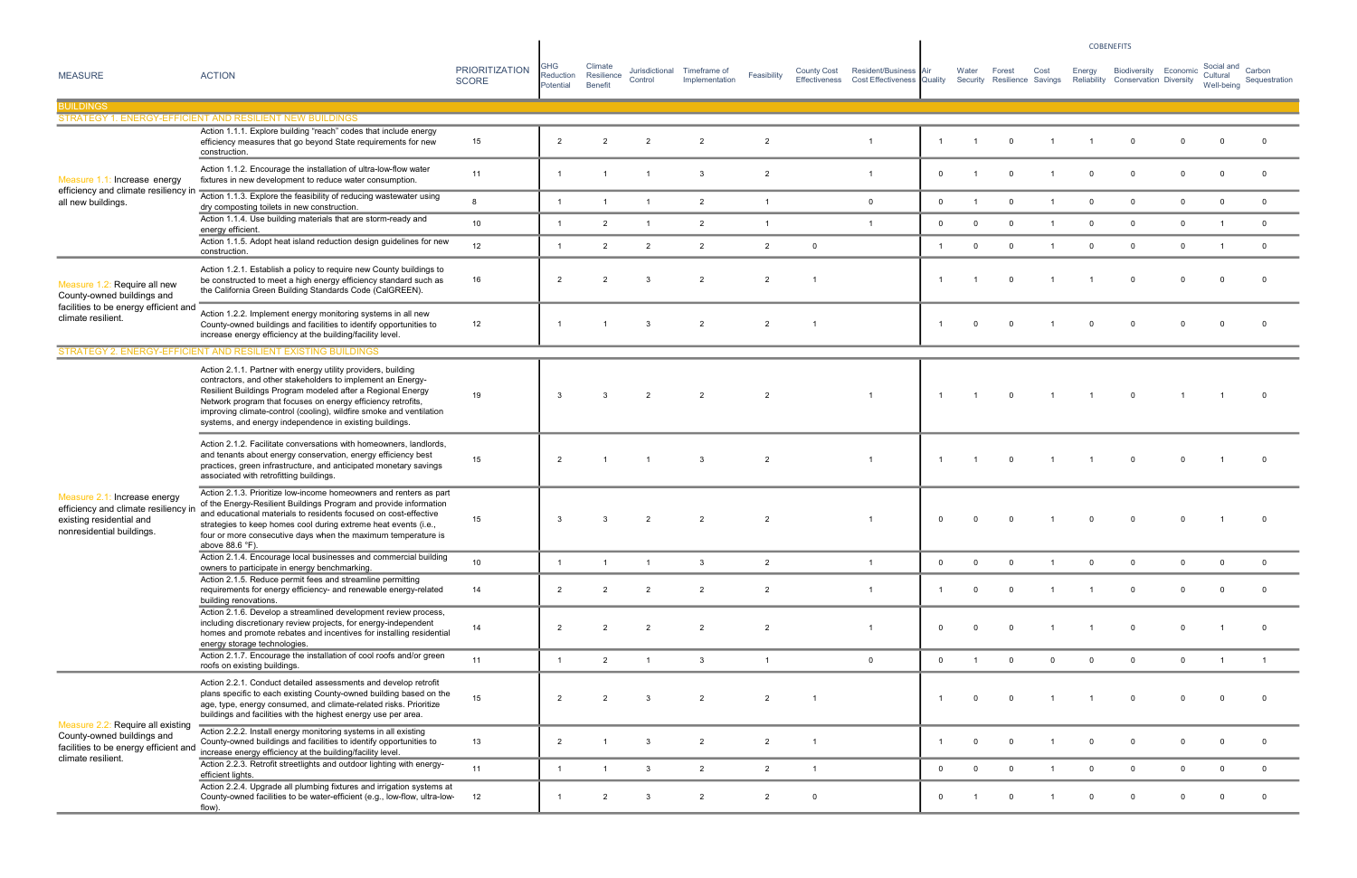| MEASURE | ACTION | PRIORITIZATION SCORE | GHG Reduction Potential | Climate Resilience Benefit | Jurisdictional Control | Timeframe of Implementation | Feasibility | County Cost Effectiveness | Resident/Business Cost Effectiveness | COBENEFITS | | | | | | | | |
|---|---|---|---|---|---|---|---|---|---|---|---|---|---|---|---|---|---|---|
| | | | | | | | | | | Air Quality | Water Security | Forest Resilience | Cost Savings | Energy Reliability | Biodiversity Conservation | Economic Diversity | Social and Cultural Well-being | Carbon Sequestration |
| **BUILDINGS** | | | | | | | | | | | | | | | | | | |
| **STRATEGY 1. ENERGY-EFFICIENT AND RESILIENT NEW BUILDINGS** | | | | | | | | | | | | | | | | | | |
| Measure 1.1: Increase energy efficiency and climate resiliency in all new buildings. | Action 1.1.1. Explore building "reach" codes that include energy efficiency measures that go beyond State requirements for new construction. | 15 | 2 | 2 | 2 | 2 | 2 | | 1 | 1 | 1 | 0 | 1 | 1 | 0 | 0 | 0 | 0 |
| | Action 1.1.2. Encourage the installation of ultra-low-flow water fixtures in new development to reduce water consumption. | 11 | 1 | 1 | 1 | 3 | 2 | | 1 | 0 | 1 | 0 | 1 | 0 | 0 | 0 | 0 | 0 |
| | Action 1.1.3. Explore the feasibility of reducing wastewater using dry composting toilets in new construction. | 8 | 1 | 1 | 1 | 2 | 1 | | 0 | 0 | 1 | 0 | 1 | 0 | 0 | 0 | 0 | 0 |
| | Action 1.1.4. Use building materials that are storm-ready and energy efficient. | 10 | 1 | 2 | 1 | 2 | 1 | | 1 | 0 | 0 | 0 | 1 | 0 | 0 | 0 | 1 | 0 |
| | Action 1.1.5. Adopt heat island reduction design guidelines for new construction. | 12 | 1 | 2 | 2 | 2 | 2 | 0 | | 1 | 0 | 0 | 1 | 0 | 0 | 0 | 1 | 0 |
| Measure 1.2: Require all new County-owned buildings and facilities to be energy efficient and climate resilient. | Action 1.2.1. Establish a policy to require new County buildings to be constructed to meet a high energy efficiency standard such as the California Green Building Standards Code (CalGREEN). | 16 | 2 | 2 | 3 | 2 | 2 | 1 | | 1 | 1 | 0 | 1 | 1 | 0 | 0 | 0 | 0 |
| | Action 1.2.2. Implement energy monitoring systems in all new County-owned buildings and facilities to identify opportunities to increase energy efficiency at the building/facility level. | 12 | 1 | 1 | 3 | 2 | 2 | 1 | | 1 | 0 | 0 | 1 | 0 | 0 | 0 | 0 | 0 |
| **STRATEGY 2. ENERGY-EFFICIENT AND RESILIENT EXISTING BUILDINGS** | | | | | | | | | | | | | | | | | | |
| Measure 2.1: Increase energy efficiency and climate resiliency in existing residential and nonresidential buildings. | Action 2.1.1. Partner with energy utility providers, building contractors, and other stakeholders to implement an Energy-Resilient Buildings Program modeled after a Regional Energy Network program that focuses on energy efficiency retrofits, improving climate-control (cooling), wildfire smoke and ventilation systems, and energy independence in existing buildings. | 19 | 3 | 3 | 2 | 2 | 2 | | 1 | 1 | 1 | 0 | 1 | 1 | 0 | 1 | 1 | 0 |
| | Action 2.1.2. Facilitate conversations with homeowners, landlords, and tenants about energy conservation, energy efficiency best practices, green infrastructure, and anticipated monetary savings associated with retrofitting buildings. | 15 | 2 | 1 | 1 | 3 | 2 | | 1 | 1 | 1 | 0 | 1 | 1 | 0 | 0 | 1 | 0 |
| | Action 2.1.3. Prioritize low-income homeowners and renters as part of the Energy-Resilient Buildings Program and provide information and educational materials to residents focused on cost-effective strategies to keep homes cool during extreme heat events (i.e., four or more consecutive days when the maximum temperature is above 88.6 °F). | 15 | 3 | 3 | 2 | 2 | 2 | | 1 | 0 | 0 | 0 | 1 | 0 | 0 | 0 | 1 | 0 |
| | Action 2.1.4. Encourage local businesses and commercial building owners to participate in energy benchmarking. | 10 | 1 | 1 | 1 | 3 | 2 | | 1 | 0 | 0 | 0 | 1 | 0 | 0 | 0 | 0 | 0 |
| | Action 2.1.5. Reduce permit fees and streamline permitting requirements for energy efficiency- and renewable energy-related building renovations. | 14 | 2 | 2 | 2 | 2 | 2 | | 1 | 1 | 0 | 0 | 1 | 1 | 0 | 0 | 0 | 0 |
| | Action 2.1.6. Develop a streamlined development review process, including discretionary review projects, for energy-independent homes and promote rebates and incentives for installing residential energy storage technologies. | 14 | 2 | 2 | 2 | 2 | 2 | | 1 | 0 | 0 | 0 | 1 | 1 | 0 | 0 | 1 | 0 |
| | Action 2.1.7. Encourage the installation of cool roofs and/or green roofs on existing buildings. | 11 | 1 | 2 | 1 | 3 | 1 | | 0 | 0 | 1 | 0 | 0 | 0 | 0 | 0 | 1 | 1 |
| Measure 2.2: Require all existing County-owned buildings and facilities to be energy efficient and climate resilient. | Action 2.2.1. Conduct detailed assessments and develop retrofit plans specific to each existing County-owned building based on the age, type, energy consumed, and climate-related risks. Prioritize buildings and facilities with the highest energy use per area. | 15 | 2 | 2 | 3 | 2 | 2 | 1 | | 1 | 0 | 0 | 1 | 1 | 0 | 0 | 0 | 0 |
| | Action 2.2.2. Install energy monitoring systems in all existing County-owned buildings and facilities to identify opportunities to increase energy efficiency at the building/facility level. | 13 | 2 | 1 | 3 | 2 | 2 | 1 | | 1 | 0 | 0 | 1 | 0 | 0 | 0 | 0 | 0 |
| | Action 2.2.3. Retrofit streetlights and outdoor lighting with energy-efficient lights. | 11 | 1 | 1 | 3 | 2 | 2 | 1 | | 0 | 0 | 0 | 1 | 0 | 0 | 0 | 0 | 0 |
| | Action 2.2.4. Upgrade all plumbing fixtures and irrigation systems at County-owned facilities to be water-efficient (e.g., low-flow, ultra-low-flow). | 12 | 1 | 2 | 3 | 2 | 2 | 0 | | 0 | 1 | 0 | 1 | 0 | 0 | 0 | 0 | 0 |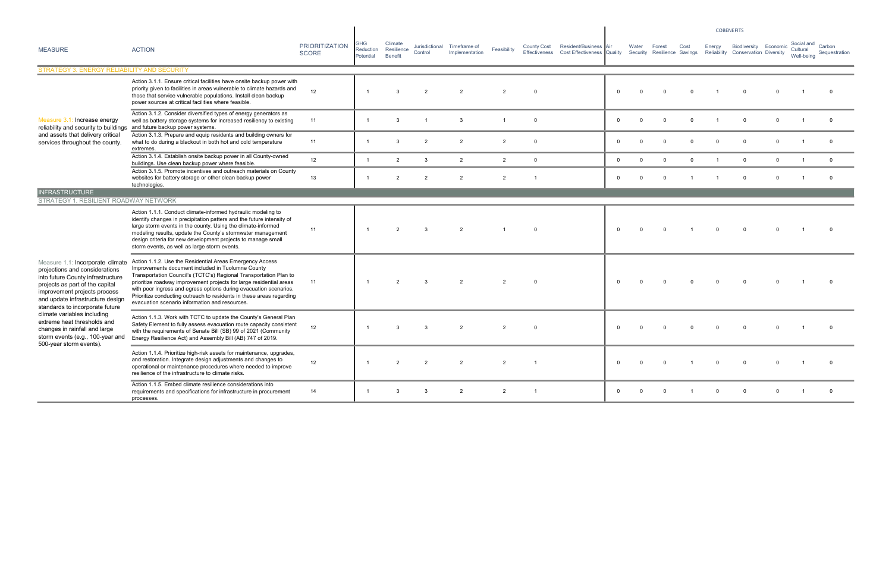| MEASURE | ACTION | PRIORITIZATION SCORE | GHG Reduction Potential | Climate Resilience Benefit | Jurisdictional Control | Timeframe of Implementation | Feasibility | County Cost Effectiveness | Resident/Business Cost Effectiveness | COBENEFITS Air Quality | Water Security | Forest Resilience | Cost Savings | Energy Reliability | Biodiversity Conservation | Economic Diversity | Social and Cultural Well-being | Carbon Sequestration |
|---|---|---|---|---|---|---|---|---|---|---|---|---|---|---|---|---|---|---|
| **STRATEGY 3. ENERGY RELIABILITY AND SECURITY** | | | | | | | | | | | | | | | | | | |
| Measure 3.1: Increase energy reliability and security to buildings and assets that delivery critical services throughout the county. | Action 3.1.1. Ensure critical facilities have onsite backup power with priority given to facilities in areas vulnerable to climate hazards and those that service vulnerable populations. Install clean backup power sources at critical facilities where feasible. | 12 | 1 | 3 | 2 | 2 | 2 | 0 | | 0 | 0 | 0 | 0 | 1 | 0 | 0 | 1 | 0 |
| | Action 3.1.2. Consider diversified types of energy generators as well as battery storage systems for increased resiliency to existing and future backup power systems. | 11 | 1 | 3 | 1 | 3 | 1 | 0 | | 0 | 0 | 0 | 0 | 1 | 0 | 0 | 1 | 0 |
| | Action 3.1.3. Prepare and equip residents and building owners for what to do during a blackout in both hot and cold temperature extremes. | 11 | 1 | 3 | 2 | 2 | 2 | 0 | | 0 | 0 | 0 | 0 | 0 | 0 | 0 | 1 | 0 |
| | Action 3.1.4. Establish onsite backup power in all County-owned buildings. Use clean backup power where feasible. | 12 | 1 | 2 | 3 | 2 | 2 | 0 | | 0 | 0 | 0 | 0 | 1 | 0 | 0 | 1 | 0 |
| | Action 3.1.5. Promote incentives and outreach materials on County websites for battery storage or other clean backup power technologies. | 13 | 1 | 2 | 2 | 2 | 2 | 1 | | 0 | 0 | 0 | 1 | 1 | 0 | 0 | 1 | 0 |
| **INFRASTRUCTURE** | | | | | | | | | | | | | | | | | | |
| **STRATEGY 1. RESILIENT ROADWAY NETWORK** | | | | | | | | | | | | | | | | | | |
| Measure 1.1: Incorporate climate projections and considerations into future County infrastructure projects as part of the capital improvement projects process and update infrastructure design standards to incorporate future climate variables including extreme heat thresholds and changes in rainfall and large storm events (e.g., 100-year and 500-year storm events). | Action 1.1.1. Conduct climate-informed hydraulic modeling to identify changes in precipitation patterns and the future intensity of large storm events in the county. Using the climate-informed modeling results, update the County's stormwater management design criteria for new development projects to manage small storm events, as well as large storm events. | 11 | 1 | 2 | 3 | 2 | 1 | 0 | | 0 | 0 | 0 | 1 | 0 | 0 | 0 | 1 | 0 |
| | Action 1.1.2. Use the Residential Areas Emergency Access Improvements document included in Tuolumne County Transportation Council's (TCTC's) Regional Transportation Plan to prioritize roadway improvement projects for large residential areas with poor ingress and egress options during evacuation scenarios. Prioritize conducting outreach to residents in these areas regarding evacuation scenario information and resources. | 11 | 1 | 2 | 3 | 2 | 2 | 0 | | 0 | 0 | 0 | 0 | 0 | 0 | 0 | 1 | 0 |
| | Action 1.1.3. Work with TCTC to update the County's General Plan Safety Element to fully assess evacuation route capacity consistent with the requirements of Senate Bill (SB) 99 of 2021 (Community Energy Resilience Act) and Assembly Bill (AB) 747 of 2019. | 12 | 1 | 3 | 3 | 2 | 2 | 0 | | 0 | 0 | 0 | 0 | 0 | 0 | 0 | 1 | 0 |
| | Action 1.1.4. Prioritize high-risk assets for maintenance, upgrades, and restoration. Integrate design adjustments and changes to operational or maintenance procedures where needed to improve resilience of the infrastructure to climate risks. | 12 | 1 | 2 | 2 | 2 | 2 | 1 | | 0 | 0 | 0 | 1 | 0 | 0 | 0 | 1 | 0 |
| | Action 1.1.5. Embed climate resilience considerations into requirements and specifications for infrastructure in procurement processes. | 14 | 1 | 3 | 3 | 2 | 2 | 1 | | 0 | 0 | 0 | 1 | 0 | 0 | 0 | 1 | 0 |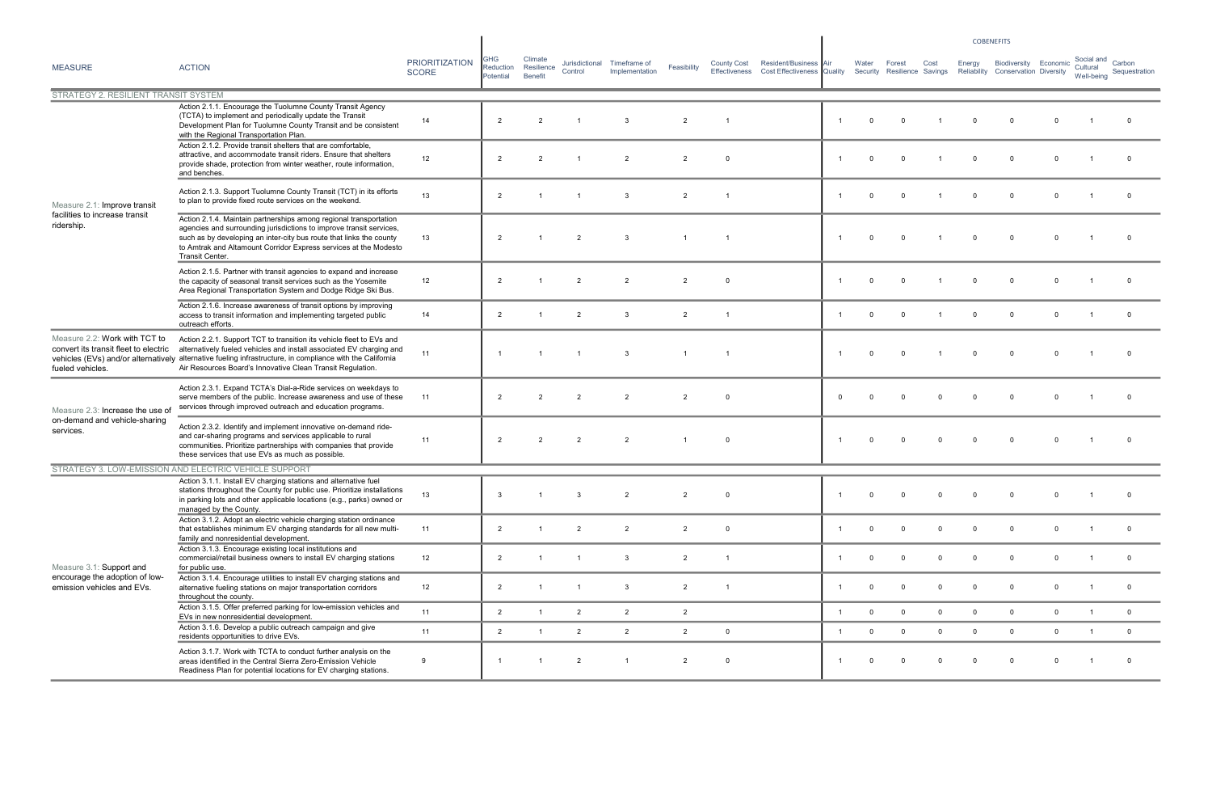| MEASURE | ACTION | PRIORITIZATION SCORE | GHG Reduction Potential | Climate Resilience Benefit | Jurisdictional Control | Timeframe of Implementation | Feasibility | County Cost Effectiveness | Resident/Business Cost Effectiveness | COBENEFITS Air Quality | Water Security | Forest Resilience | Cost Savings | Energy Reliability | Biodiversity Conservation | Economic Diversity | Social and Cultural Well-being | Carbon Sequestration |
|---|---|---|---|---|---|---|---|---|---|---|---|---|---|---|---|---|---|---|
| STRATEGY 2. RESILIENT TRANSIT SYSTEM | | | | | | | | | | | | | | | | | | |
| Measure 2.1: Improve transit facilities to increase transit ridership. | Action 2.1.1. Encourage the Tuolumne County Transit Agency (TCTA) to implement and periodically update the Transit Development Plan for Tuolumne County Transit and be consistent with the Regional Transportation Plan. | 14 | 2 | 2 | 1 | 3 | 2 | 1 | | 1 | 0 | 0 | 1 | 0 | 0 | 0 | 1 | 0 |
| | Action 2.1.2. Provide transit shelters that are comfortable, attractive, and accommodate transit riders. Ensure that shelters provide shade, protection from winter weather, route information, and benches. | 12 | 2 | 2 | 1 | 2 | 2 | 0 | | 1 | 0 | 0 | 1 | 0 | 0 | 0 | 1 | 0 |
| | Action 2.1.3. Support Tuolumne County Transit (TCT) in its efforts to plan to provide fixed route services on the weekend. | 13 | 2 | 1 | 1 | 3 | 2 | 1 | | 1 | 0 | 0 | 1 | 0 | 0 | 0 | 1 | 0 |
| | Action 2.1.4. Maintain partnerships among regional transportation agencies and surrounding jurisdictions to improve transit services, such as by developing an inter-city bus route that links the county to Amtrak and Altamount Corridor Express services at the Modesto Transit Center. | 13 | 2 | 1 | 2 | 3 | 1 | 1 | | 1 | 0 | 0 | 1 | 0 | 0 | 0 | 1 | 0 |
| | Action 2.1.5. Partner with transit agencies to expand and increase the capacity of seasonal transit services such as the Yosemite Area Regional Transportation System and Dodge Ridge Ski Bus. | 12 | 2 | 1 | 2 | 2 | 2 | 0 | | 1 | 0 | 0 | 1 | 0 | 0 | 0 | 1 | 0 |
| | Action 2.1.6. Increase awareness of transit options by improving access to transit information and implementing targeted public outreach efforts. | 14 | 2 | 1 | 2 | 3 | 2 | 1 | | 1 | 0 | 0 | 1 | 0 | 0 | 0 | 1 | 0 |
| Measure 2.2: Work with TCT to convert its transit fleet to electric vehicles (EVs) and/or alternatively fueled vehicles. | Action 2.2.1. Support TCT to transition its vehicle fleet to EVs and alternatively fueled vehicles and install associated EV charging and alternative fueling infrastructure, in compliance with the California Air Resources Board's Innovative Clean Transit Regulation. | 11 | 1 | 1 | 1 | 3 | 1 | 1 | | 1 | 0 | 0 | 1 | 0 | 0 | 0 | 1 | 0 |
| Measure 2.3: Increase the use of on-demand and vehicle-sharing services. | Action 2.3.1. Expand TCTA's Dial-a-Ride services on weekdays to serve members of the public. Increase awareness and use of these services through improved outreach and education programs. | 11 | 2 | 2 | 2 | 2 | 2 | 0 | | 0 | 0 | 0 | 0 | 0 | 0 | 0 | 1 | 0 |
| | Action 2.3.2. Identify and implement innovative on-demand ride- and car-sharing programs and services applicable to rural communities. Prioritize partnerships with companies that provide these services that use EVs as much as possible. | 11 | 2 | 2 | 2 | 2 | 1 | 0 | | 1 | 0 | 0 | 0 | 0 | 0 | 0 | 1 | 0 |
| STRATEGY 3. LOW-EMISSION AND ELECTRIC VEHICLE SUPPORT | | | | | | | | | | | | | | | | | | |
| Measure 3.1: Support and encourage the adoption of low-emission vehicles and EVs. | Action 3.1.1. Install EV charging stations and alternative fuel stations throughout the County for public use. Prioritize installations in parking lots and other applicable locations (e.g., parks) owned or managed by the County. | 13 | 3 | 1 | 3 | 2 | 2 | 0 | | 1 | 0 | 0 | 0 | 0 | 0 | 0 | 1 | 0 |
| | Action 3.1.2. Adopt an electric vehicle charging station ordinance that establishes minimum EV charging standards for all new multi-family and nonresidential development. | 11 | 2 | 1 | 2 | 2 | 2 | 0 | | 1 | 0 | 0 | 0 | 0 | 0 | 0 | 1 | 0 |
| | Action 3.1.3. Encourage existing local institutions and commercial/retail business owners to install EV charging stations for public use. | 12 | 2 | 1 | 1 | 3 | 2 | 1 | | 1 | 0 | 0 | 0 | 0 | 0 | 0 | 1 | 0 |
| | Action 3.1.4. Encourage utilities to install EV charging stations and alternative fueling stations on major transportation corridors throughout the county. | 12 | 2 | 1 | 1 | 3 | 2 | 1 | | 1 | 0 | 0 | 0 | 0 | 0 | 0 | 1 | 0 |
| | Action 3.1.5. Offer preferred parking for low-emission vehicles and EVs in new nonresidential development. | 11 | 2 | 1 | 2 | 2 | 2 | | | 1 | 0 | 0 | 0 | 0 | 0 | 0 | 1 | 0 |
| | Action 3.1.6. Develop a public outreach campaign and give residents opportunities to drive EVs. | 11 | 2 | 1 | 2 | 2 | 2 | 0 | | 1 | 0 | 0 | 0 | 0 | 0 | 0 | 1 | 0 |
| | Action 3.1.7. Work with TCTA to conduct further analysis on the areas identified in the Central Sierra Zero-Emission Vehicle Readiness Plan for potential locations for EV charging stations. | 9 | 1 | 1 | 2 | 1 | 2 | 0 | | 1 | 0 | 0 | 0 | 0 | 0 | 0 | 1 | 0 |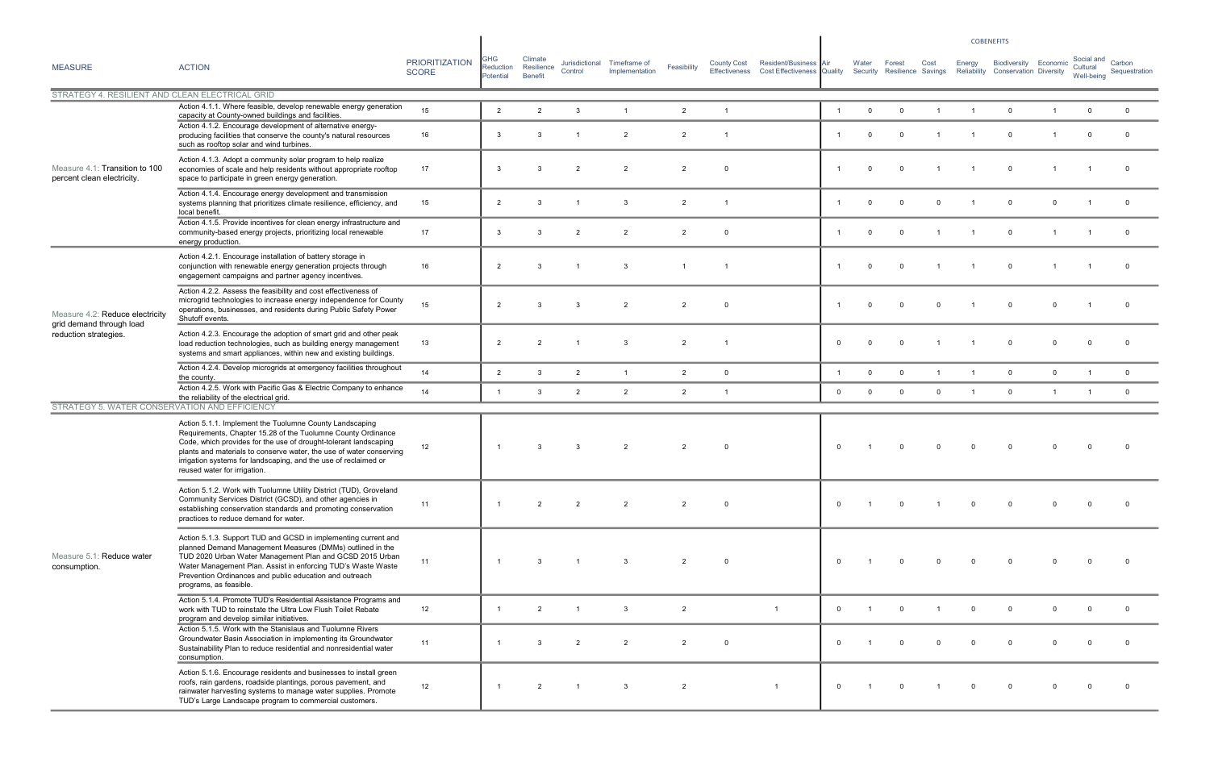| MEASURE | ACTION | PRIORITIZATION SCORE | GHG Reduction Potential | Climate Resilience Benefit | Jurisdictional Control | Timeframe of Implementation | Feasibility | County Cost Effectiveness | Resident/Business Cost Effectiveness | COBENEFITS | | | | | | | | |
|---|---|---|---|---|---|---|---|---|---|---|---|---|---|---|---|---|---|---|
| | | | | | | | | | | Air Quality | Water Security | Forest Resilience | Cost Savings | Energy Reliability | Biodiversity Conservation | Economic Diversity | Social and Cultural Well-being | Carbon Sequestration |
| STRATEGY 4. RESILIENT AND CLEAN ELECTRICAL GRID | | | | | | | | | | | | | | | | | | |
| Measure 4.1: Transition to 100 percent clean electricity. | Action 4.1.1. Where feasible, develop renewable energy generation capacity at County-owned buildings and facilities. | 15 | 2 | 2 | 3 | 1 | 2 | 1 | | 1 | 0 | 0 | 1 | 1 | 0 | 1 | 0 | 0 |
| | Action 4.1.2. Encourage development of alternative energy-producing facilities that conserve the county's natural resources such as rooftop solar and wind turbines. | 16 | 3 | 3 | 1 | 2 | 2 | 1 | | 1 | 0 | 0 | 1 | 1 | 0 | 1 | 0 | 0 |
| | Action 4.1.3. Adopt a community solar program to help realize economies of scale and help residents without appropriate rooftop space to participate in green energy generation. | 17 | 3 | 3 | 2 | 2 | 2 | 0 | | 1 | 0 | 0 | 1 | 1 | 0 | 1 | 1 | 0 |
| | Action 4.1.4. Encourage energy development and transmission systems planning that prioritizes climate resilience, efficiency, and local benefit. | 15 | 2 | 3 | 1 | 3 | 2 | 1 | | 1 | 0 | 0 | 0 | 1 | 0 | 0 | 1 | 0 |
| | Action 4.1.5. Provide incentives for clean energy infrastructure and community-based energy projects, prioritizing local renewable energy production. | 17 | 3 | 3 | 2 | 2 | 2 | 0 | | 1 | 0 | 0 | 1 | 1 | 0 | 1 | 1 | 0 |
| Measure 4.2: Reduce electricity grid demand through load reduction strategies. | Action 4.2.1. Encourage installation of battery storage in conjunction with renewable energy generation projects through engagement campaigns and partner agency incentives. | 16 | 2 | 3 | 1 | 3 | 1 | 1 | | 1 | 0 | 0 | 1 | 1 | 0 | 1 | 1 | 0 |
| | Action 4.2.2. Assess the feasibility and cost effectiveness of microgrid technologies to increase energy independence for County operations, businesses, and residents during Public Safety Power Shutoff events. | 15 | 2 | 3 | 3 | 2 | 2 | 0 | | 1 | 0 | 0 | 0 | 1 | 0 | 0 | 1 | 0 |
| | Action 4.2.3. Encourage the adoption of smart grid and other peak load reduction technologies, such as building energy management systems and smart appliances, within new and existing buildings. | 13 | 2 | 2 | 1 | 3 | 2 | 1 | | 0 | 0 | 0 | 1 | 1 | 0 | 0 | 0 | 0 |
| | Action 4.2.4. Develop microgrids at emergency facilities throughout the county. | 14 | 2 | 3 | 2 | 1 | 2 | 0 | | 1 | 0 | 0 | 1 | 1 | 0 | 0 | 1 | 0 |
| | Action 4.2.5. Work with Pacific Gas & Electric Company to enhance the reliability of the electrical grid. | 14 | 1 | 3 | 2 | 2 | 2 | 1 | | 0 | 0 | 0 | 0 | 1 | 0 | 1 | 1 | 0 |
| STRATEGY 5. WATER CONSERVATION AND EFFICIENCY | | | | | | | | | | | | | | | | | | |
| Measure 5.1: Reduce water consumption. | Action 5.1.1. Implement the Tuolumne County Landscaping Requirements, Chapter 15.28 of the Tuolumne County Ordinance Code, which provides for the use of drought-tolerant landscaping plants and materials to conserve water, the use of water conserving irrigation systems for landscaping, and the use of reclaimed or reused water for irrigation. | 12 | 1 | 3 | 3 | 2 | 2 | 0 | | 0 | 1 | 0 | 0 | 0 | 0 | 0 | 0 | 0 |
| | Action 5.1.2. Work with Tuolumne Utility District (TUD), Groveland Community Services District (GCSD), and other agencies in establishing conservation standards and promoting conservation practices to reduce demand for water. | 11 | 1 | 2 | 2 | 2 | 2 | 0 | | 0 | 1 | 0 | 1 | 0 | 0 | 0 | 0 | 0 |
| | Action 5.1.3. Support TUD and GCSD in implementing current and planned Demand Management Measures (DMMs) outlined in the TUD 2020 Urban Water Management Plan and GCSD 2015 Urban Water Management Plan. Assist in enforcing TUD's Waste Waste Prevention Ordinances and public education and outreach programs, as feasible. | 11 | 1 | 3 | 1 | 3 | 2 | 0 | | 0 | 1 | 0 | 0 | 0 | 0 | 0 | 0 | 0 |
| | Action 5.1.4. Promote TUD's Residential Assistance Programs and work with TUD to reinstate the Ultra Low Flush Toilet Rebate program and develop similar initiatives. | 12 | 1 | 2 | 1 | 3 | 2 | | 1 | 0 | 1 | 0 | 1 | 0 | 0 | 0 | 0 | 0 |
| | Action 5.1.5. Work with the Stanislaus and Tuolumne Rivers Groundwater Basin Association in implementing its Groundwater Sustainability Plan to reduce residential and nonresidential water consumption. | 11 | 1 | 3 | 2 | 2 | 2 | 0 | | 0 | 1 | 0 | 0 | 0 | 0 | 0 | 0 | 0 |
| | Action 5.1.6. Encourage residents and businesses to install green roofs, rain gardens, roadside plantings, porous pavement, and rainwater harvesting systems to manage water supplies. Promote TUD's Large Landscape program to commercial customers. | 12 | 1 | 2 | 1 | 3 | 2 | | 1 | 0 | 1 | 0 | 1 | 0 | 0 | 0 | 0 | 0 |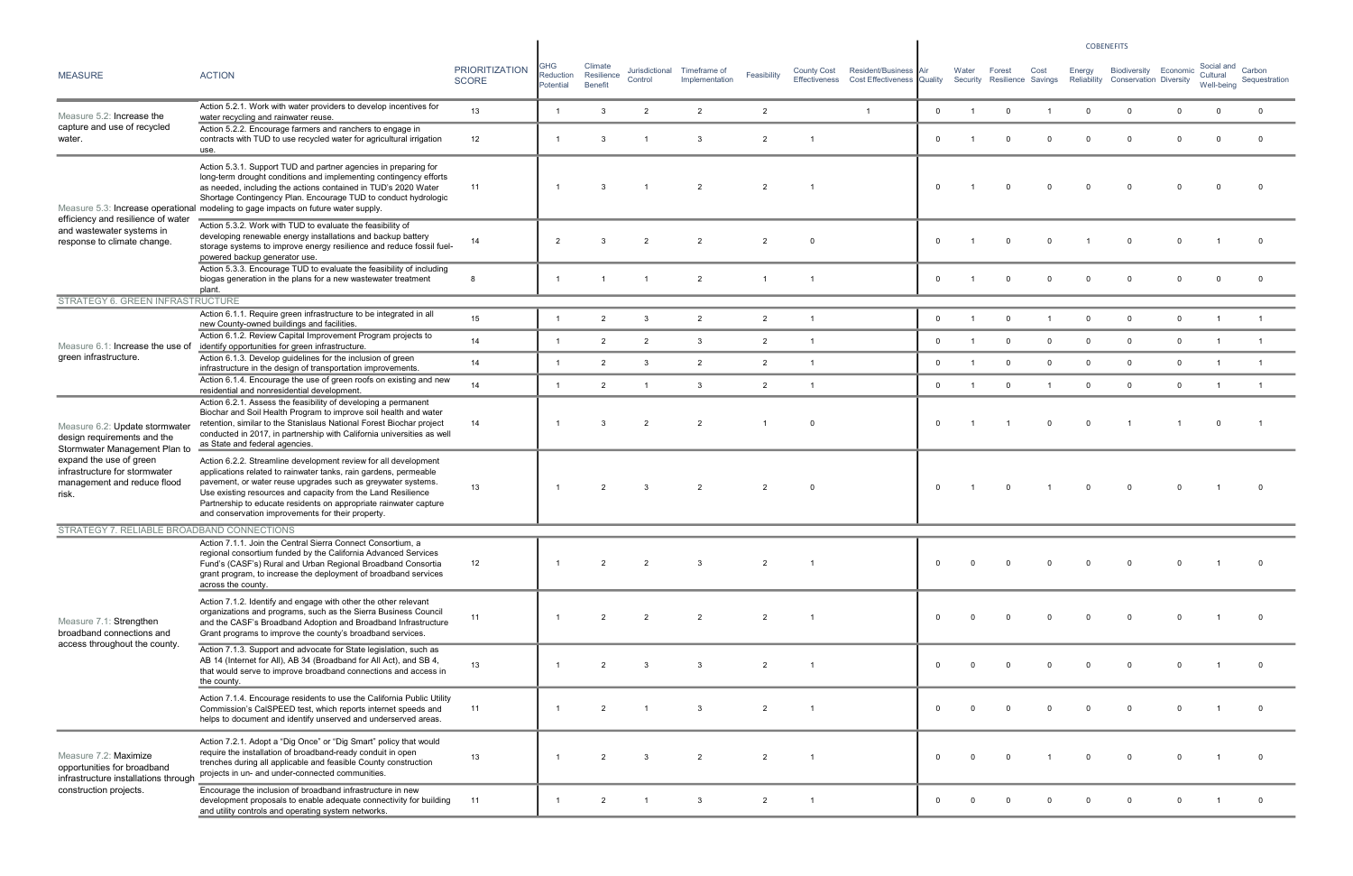| | | | | | | | | | | COBENEFITS | | | | | | | | |
|---|---|---|---|---|---|---|---|---|---|---|---|---|---|---|---|---|---|---|
| MEASURE | ACTION | PRIORITIZATION SCORE | GHG Reduction Potential | Climate Resilience Benefit | Jurisdictional Control | Timeframe of Implementation | Feasibility | County Cost Effectiveness | Resident/Business Cost Effectiveness | Air Quality | Water Security | Forest Resilience | Cost Savings | Energy Reliability | Biodiversity Conservation | Economic Diversity | Social and Cultural Well-being | Carbon Sequestration |
| Measure 5.2: Increase the capture and use of recycled water. | Action 5.2.1. Work with water providers to develop incentives for water recycling and rainwater reuse. | 13 | 1 | 3 | 2 | 2 | 2 | | 1 | 0 | 1 | 0 | 1 | 0 | 0 | 0 | 0 | 0 |
| | Action 5.2.2. Encourage farmers and ranchers to engage in contracts with TUD to use recycled water for agricultural irrigation use. | 12 | 1 | 3 | 1 | 3 | 2 | 1 | | 0 | 1 | 0 | 0 | 0 | 0 | 0 | 0 | 0 |
| Measure 5.3: Increase operational efficiency and resilience of water and wastewater systems in response to climate change. | Action 5.3.1. Support TUD and partner agencies in preparing for long-term drought conditions and implementing contingency efforts as needed, including the actions contained in TUD's 2020 Water Shortage Contingency Plan. Encourage TUD to conduct hydrologic modeling to gage impacts on future water supply. | 11 | 1 | 3 | 1 | 2 | 2 | 1 | | 0 | 1 | 0 | 0 | 0 | 0 | 0 | 0 | 0 |
| | Action 5.3.2. Work with TUD to evaluate the feasibility of developing renewable energy installations and backup battery storage systems to improve energy resilience and reduce fossil fuel-powered backup generator use. | 14 | 2 | 3 | 2 | 2 | 2 | 0 | | 0 | 1 | 0 | 0 | 1 | 0 | 0 | 1 | 0 |
| | Action 5.3.3. Encourage TUD to evaluate the feasibility of including biogas generation in the plans for a new wastewater treatment plant. | 8 | 1 | 1 | 1 | 2 | 1 | 1 | | 0 | 1 | 0 | 0 | 0 | 0 | 0 | 0 | 0 |
| STRATEGY 6. GREEN INFRASTRUCTURE | | | | | | | | | | | | | | | | | | |
| Measure 6.1: Increase the use of green infrastructure. | Action 6.1.1. Require green infrastructure to be integrated in all new County-owned buildings and facilities. | 15 | 1 | 2 | 3 | 2 | 2 | 1 | | 0 | 1 | 0 | 1 | 0 | 0 | 0 | 1 | 1 |
| | Action 6.1.2. Review Capital Improvement Program projects to identify opportunities for green infrastructure. | 14 | 1 | 2 | 2 | 3 | 2 | 1 | | 0 | 1 | 0 | 0 | 0 | 0 | 0 | 1 | 1 |
| | Action 6.1.3. Develop guidelines for the inclusion of green infrastructure in the design of transportation improvements. | 14 | 1 | 2 | 3 | 2 | 2 | 1 | | 0 | 1 | 0 | 0 | 0 | 0 | 0 | 1 | 1 |
| | Action 6.1.4. Encourage the use of green roofs on existing and new residential and nonresidential development. | 14 | 1 | 2 | 1 | 3 | 2 | 1 | | 0 | 1 | 0 | 1 | 0 | 0 | 0 | 1 | 1 |
| Measure 6.2: Update stormwater design requirements and the Stormwater Management Plan to expand the use of green infrastructure for stormwater management and reduce flood risk. | Action 6.2.1. Assess the feasibility of developing a permanent Biochar and Soil Health Program to improve soil health and water retention, similar to the Stanislaus National Forest Biochar project conducted in 2017, in partnership with California universities as well as State and federal agencies. | 14 | 1 | 3 | 2 | 2 | 1 | 0 | | 0 | 1 | 1 | 0 | 0 | 1 | 1 | 0 | 1 |
| | Action 6.2.2. Streamline development review for all development applications related to rainwater tanks, rain gardens, permeable pavement, or water reuse upgrades such as greywater systems. Use existing resources and capacity from the Land Resilience Partnership to educate residents on appropriate rainwater capture and conservation improvements for their property. | 13 | 1 | 2 | 3 | 2 | 2 | 0 | | 0 | 1 | 0 | 1 | 0 | 0 | 0 | 1 | 0 |
| STRATEGY 7. RELIABLE BROADBAND CONNECTIONS | | | | | | | | | | | | | | | | | | |
| Measure 7.1: Strengthen broadband connections and access throughout the county. | Action 7.1.1. Join the Central Sierra Connect Consortium, a regional consortium funded by the California Advanced Services Fund's (CASF's) Rural and Urban Regional Broadband Consortia grant program, to increase the deployment of broadband services across the county. | 12 | 1 | 2 | 2 | 3 | 2 | 1 | | 0 | 0 | 0 | 0 | 0 | 0 | 0 | 1 | 0 |
| | Action 7.1.2. Identify and engage with other the other relevant organizations and programs, such as the Sierra Business Council and the CASF's Broadband Adoption and Broadband Infrastructure Grant programs to improve the county's broadband services. | 11 | 1 | 2 | 2 | 2 | 2 | 1 | | 0 | 0 | 0 | 0 | 0 | 0 | 0 | 1 | 0 |
| | Action 7.1.3. Support and advocate for State legislation, such as AB 14 (Internet for All), AB 34 (Broadband for All Act), and SB 4, that would serve to improve broadband connections and access in the county. | 13 | 1 | 2 | 3 | 3 | 2 | 1 | | 0 | 0 | 0 | 0 | 0 | 0 | 0 | 1 | 0 |
| | Action 7.1.4. Encourage residents to use the California Public Utility Commission's CalSPEED test, which reports internet speeds and helps to document and identify unserved and underserved areas. | 11 | 1 | 2 | 1 | 3 | 2 | 1 | | 0 | 0 | 0 | 0 | 0 | 0 | 0 | 1 | 0 |
| Measure 7.2: Maximize opportunities for broadband infrastructure installations through construction projects. | Action 7.2.1. Adopt a "Dig Once" or "Dig Smart" policy that would require the installation of broadband-ready conduit in open trenches during all applicable and feasible County construction projects in un- and under-connected communities. | 13 | 1 | 2 | 3 | 2 | 2 | 1 | | 0 | 0 | 0 | 1 | 0 | 0 | 0 | 1 | 0 |
| | Encourage the inclusion of broadband infrastructure in new development proposals to enable adequate connectivity for building and utility controls and operating system networks. | 11 | 1 | 2 | 1 | 3 | 2 | 1 | | 0 | 0 | 0 | 0 | 0 | 0 | 0 | 1 | 0 |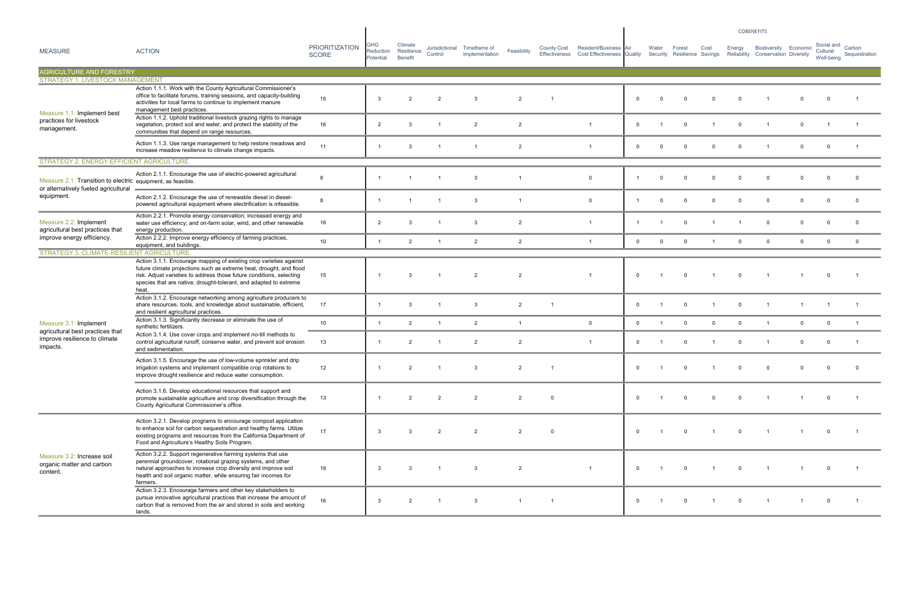| MEASURE | ACTION | PRIORITIZATION SCORE | GHG Reduction Potential | Climate Resilience Benefit | Jurisdictional Control | Timeframe of Implementation | Feasibility | County Cost Effectiveness | Resident/Business Cost Effectiveness | COBENEFITS | | | | | | | | |
|---|---|---|---|---|---|---|---|---|---|---|---|---|---|---|---|---|---|---|
| | | | | | | | | | | Air Quality | Water Security | Forest Resilience | Cost Savings | Energy Reliability | Biodiversity Conservation | Economic Diversity | Social and Cultural Well-being | Carbon Sequestration |
| **AGRICULTURE AND FORESTRY** | | | | | | | | | | | | | | | | | | |
| **STRATEGY 1. LIVESTOCK MANAGEMENT** | | | | | | | | | | | | | | | | | | |
| Measure 1.1: Implement best practices for livestock management. | Action 1.1.1. Work with the County Agricultural Commissioner's office to facilitate forums, training sessions, and capacity-building activities for local farms to continue to implement manure management best practices. | 15 | 3 | 2 | 2 | 3 | 2 | 1 | | 0 | 0 | 0 | 0 | 0 | 1 | 0 | 0 | 1 |
| | Action 1.1.2. Uphold traditional livestock grazing rights to manage vegetation, protect soil and water, and protect the stability of the communities that depend on range resources. | 16 | 2 | 3 | 1 | 2 | 2 | | 1 | 0 | 1 | 0 | 1 | 0 | 1 | 0 | 1 | 1 |
| | Action 1.1.3. Use range management to help restore meadows and increase meadow resilience to climate change impacts. | 11 | 1 | 3 | 1 | 1 | 2 | | 1 | 0 | 0 | 0 | 0 | 0 | 1 | 0 | 0 | 1 |
| **STRATEGY 2. ENERGY-EFFICIENT AGRICULTURE** | | | | | | | | | | | | | | | | | | |
| Measure 2.1: Transition to electric or alternatively fueled agricultural equipment. | Action 2.1.1. Encourage the use of electric-powered agricultural equipment, as feasible. | 8 | 1 | 1 | 1 | 3 | 1 | | 0 | 1 | 0 | 0 | 0 | 0 | 0 | 0 | 0 | 0 |
| | Action 2.1.2. Encourage the use of renewable diesel in diesel-powered agricultural equipment where electrification is infeasible. | 8 | 1 | 1 | 1 | 3 | 1 | | 0 | 1 | 0 | 0 | 0 | 0 | 0 | 0 | 0 | 0 |
| Measure 2.2: Implement agricultural best practices that improve energy efficiency. | Action 2.2.1. Promote energy conservation; increased energy and water use efficiency; and on-farm solar, wind, and other renewable energy production. | 16 | 2 | 3 | 1 | 3 | 2 | | 1 | 1 | 1 | 0 | 1 | 1 | 0 | 0 | 0 | 0 |
| | Action 2.2.2. Improve energy efficiency of farming practices, equipment, and buildings. | 10 | 1 | 2 | 1 | 2 | 2 | | 1 | 0 | 0 | 0 | 1 | 0 | 0 | 0 | 0 | 0 |
| **STRATEGY 3. CLIMATE-RESILIENT AGRICULTURE** | | | | | | | | | | | | | | | | | | |
| Measure 3.1: Implement agricultural best practices that improve resilience to climate impacts. | Action 3.1.1. Encourage mapping of existing crop varieties against future climate projections such as extreme heat, drought, and flood risk. Adjust varieties to address those future conditions, selecting species that are native, drought-tolerant, and adapted to extreme heat. | 15 | 1 | 3 | 1 | 2 | 2 | | 1 | 0 | 1 | 0 | 1 | 0 | 1 | 1 | 0 | 1 |
| | Action 3.1.2. Encourage networking among agriculture producers to share resources, tools, and knowledge about sustainable, efficient, and resilient agricultural practices. | 17 | 1 | 3 | 1 | 3 | 2 | 1 | | 0 | 1 | 0 | 1 | 0 | 1 | 1 | 1 | 1 |
| | Action 3.1.3. Significantly decrease or eliminate the use of synthetic fertilizers. | 10 | 1 | 2 | 1 | 2 | 1 | | 0 | 0 | 1 | 0 | 0 | 0 | 1 | 0 | 0 | 1 |
| | Action 3.1.4. Use cover crops and implement no-till methods to control agricultural runoff, conserve water, and prevent soil erosion and sedimentation. | 13 | 1 | 2 | 1 | 2 | 2 | | 1 | 0 | 1 | 0 | 1 | 0 | 1 | 0 | 0 | 1 |
| | Action 3.1.5. Encourage the use of low-volume sprinkler and drip irrigation systems and implement compatible crop rotations to improve drought resilience and reduce water consumption. | 12 | 1 | 2 | 1 | 3 | 2 | 1 | | 0 | 1 | 0 | 1 | 0 | 0 | 0 | 0 | 0 |
| | Action 3.1.6. Develop educational resources that support and promote sustainable agriculture and crop diversification through the County Agricultural Commissioner's office. | 13 | 1 | 2 | 2 | 2 | 2 | 0 | | 0 | 1 | 0 | 0 | 0 | 1 | 1 | 0 | 1 |
| Measure 3.2: Increase soil organic matter and carbon content. | Action 3.2.1. Develop programs to encourage compost application to enhance soil for carbon sequestration and healthy farms. Utilize existing programs and resources from the California Department of Food and Agriculture's Healthy Soils Program. | 17 | 3 | 3 | 2 | 2 | 2 | 0 | | 0 | 1 | 0 | 1 | 0 | 1 | 1 | 0 | 1 |
| | Action 3.2.2. Support regenerative farming systems that use perennial groundcover, rotational grazing systems, and other natural approaches to increase crop diversity and improve soil health and soil organic matter, while ensuring fair incomes for farmers. | 18 | 3 | 3 | 1 | 3 | 2 | | 1 | 0 | 1 | 0 | 1 | 0 | 1 | 1 | 0 | 1 |
| | Action 3.2.3. Encourage farmers and other key stakeholders to pursue innovative agricultural practices that increase the amount of carbon that is removed from the air and stored in soils and working lands. | 16 | 3 | 2 | 1 | 3 | 1 | 1 | | 0 | 1 | 0 | 1 | 0 | 1 | 1 | 0 | 1 |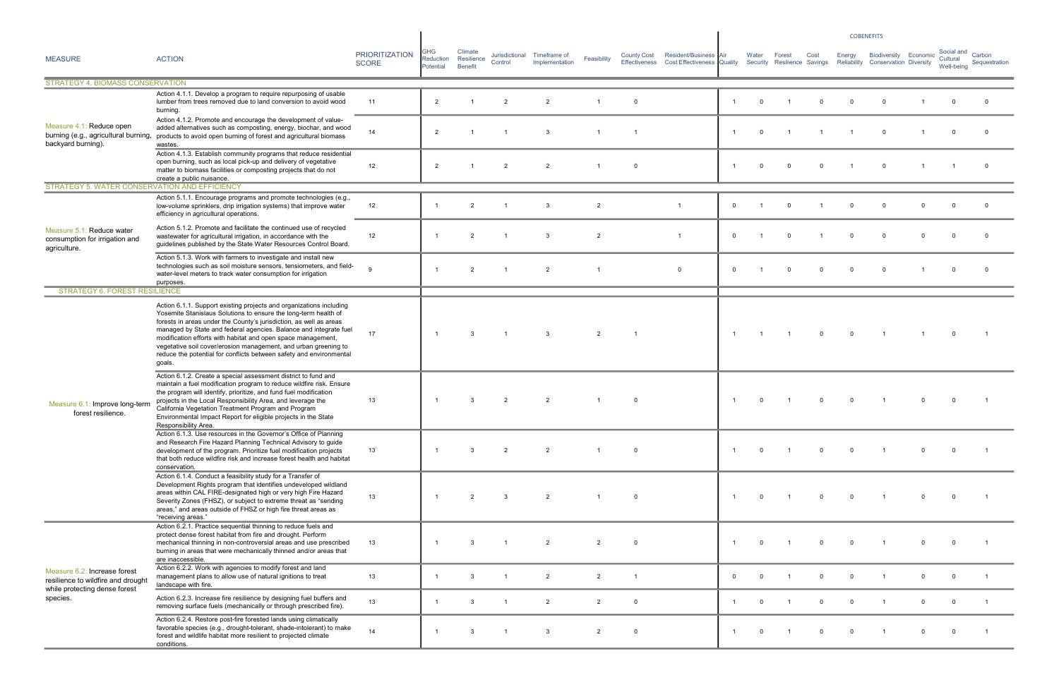| MEASURE | ACTION | PRIORITIZATION SCORE | GHG Reduction Potential | Climate Resilience Benefit | Jurisdictional Control | Timeframe of Implementation | Feasibility | County Cost Effectiveness | Resident/Business Cost Effectiveness | COBENEFITS | | | | | | | | |
|---|---|---|---|---|---|---|---|---|---|---|---|---|---|---|---|---|---|---|
| | | | | | | | | | | Air Quality | Water Security | Forest Resilience | Cost Savings | Energy Reliability | Biodiversity Conservation | Economic Diversity | Social and Cultural Well-being | Carbon Sequestration |
| **STRATEGY 4. BIOMASS CONSERVATION** | | | | | | | | | | | | | | | | | | |
| Measure 4.1: Reduce open burning (e.g., agricultural burning, backyard burning). | Action 4.1.1. Develop a program to require repurposing of usable lumber from trees removed due to land conversion to avoid wood burning. | 11 | 2 | 1 | 2 | 2 | 1 | 0 | | 1 | 0 | 1 | 0 | 0 | 0 | 1 | 0 | 0 |
| | Action 4.1.2. Promote and encourage the development of value-added alternatives such as composting, energy, biochar, and wood products to avoid open burning of forest and agricultural biomass wastes. | 14 | 2 | 1 | 1 | 3 | 1 | 1 | | 1 | 0 | 1 | 1 | 1 | 0 | 1 | 0 | 0 |
| | Action 4.1.3. Establish community programs that reduce residential open burning, such as local pick-up and delivery of vegetative matter to biomass facilities or composting projects that do not create a public nuisance. | 12 | 2 | 1 | 2 | 2 | 1 | 0 | | 1 | 0 | 0 | 0 | 1 | 0 | 1 | 1 | 0 |
| **STRATEGY 5. WATER CONSERVATION AND EFFICIENCY** | | | | | | | | | | | | | | | | | | |
| Measure 5.1: Reduce water consumption for irrigation and agriculture. | Action 5.1.1. Encourage programs and promote technologies (e.g., low-volume sprinklers, drip irrigation systems) that improve water efficiency in agricultural operations. | 12 | 1 | 2 | 1 | 3 | 2 | | 1 | 0 | 1 | 0 | 1 | 0 | 0 | 0 | 0 | 0 |
| | Action 5.1.2. Promote and facilitate the continued use of recycled wastewater for agricultural irrigation, in accordance with the guidelines published by the State Water Resources Control Board. | 12 | 1 | 2 | 1 | 3 | 2 | | 1 | 0 | 1 | 0 | 1 | 0 | 0 | 0 | 0 | 0 |
| | Action 5.1.3. Work with farmers to investigate and install new technologies such as soil moisture sensors, tensiometers, and field-water-level meters to track water consumption for irrigation purposes. | 9 | 1 | 2 | 1 | 2 | 1 | | 0 | 0 | 1 | 0 | 0 | 0 | 0 | 1 | 0 | 0 |
| **STRATEGY 6. FOREST RESILIENCE** | | | | | | | | | | | | | | | | | | |
| Measure 6.1: Improve long-term forest resilience. | Action 6.1.1. Support existing projects and organizations including Yosemite Stanislaus Solutions to ensure the long-term health of forests in areas under the County's jurisdiction, as well as areas managed by State and federal agencies. Balance and integrate fuel modification efforts with habitat and open space management, vegetative soil cover/erosion management, and urban greening to reduce the potential for conflicts between safety and environmental goals. | 17 | 1 | 3 | 1 | 3 | 2 | 1 | | 1 | 1 | 1 | 0 | 0 | 1 | 1 | 0 | 1 |
| | Action 6.1.2. Create a special assessment district to fund and maintain a fuel modification program to reduce wildfire risk. Ensure the program will identify, prioritize, and fund fuel modification projects in the Local Responsibility Area, and leverage the California Vegetation Treatment Program and Program Environmental Impact Report for eligible projects in the State Responsibility Area. | 13 | 1 | 3 | 2 | 2 | 1 | 0 | | 1 | 0 | 1 | 0 | 0 | 1 | 0 | 0 | 1 |
| | Action 6.1.3. Use resources in the Governor's Office of Planning and Research Fire Hazard Planning Technical Advisory to guide development of the program. Prioritize fuel modification projects that both reduce wildfire risk and increase forest health and habitat conservation. | 13 | 1 | 3 | 2 | 2 | 1 | 0 | | 1 | 0 | 1 | 0 | 0 | 1 | 0 | 0 | 1 |
| | Action 6.1.4. Conduct a feasibility study for a Transfer of Development Rights program that identifies undeveloped wildland areas within CAL FIRE-designated high or very high Fire Hazard Severity Zones (FHSZ), or subject to extreme threat as "sending areas," and areas outside of FHSZ or high fire threat areas as "receiving areas." | 13 | 1 | 2 | 3 | 2 | 1 | 0 | | 1 | 0 | 1 | 0 | 0 | 1 | 0 | 0 | 1 |
| Measure 6.2: Increase forest resilience to wildfire and drought while protecting dense forest species. | Action 6.2.1. Practice sequential thinning to reduce fuels and protect dense forest habitat from fire and drought. Perform mechanical thinning in non-controversial areas and use prescribed burning in areas that were mechanically thinned and/or areas that are inaccessible. | 13 | 1 | 3 | 1 | 2 | 2 | 0 | | 1 | 0 | 1 | 0 | 0 | 1 | 0 | 0 | 1 |
| | Action 6.2.2. Work with agencies to modify forest and land management plans to allow use of natural ignitions to treat landscape with fire. | 13 | 1 | 3 | 1 | 2 | 2 | 1 | | 0 | 0 | 1 | 0 | 0 | 1 | 0 | 0 | 1 |
| | Action 6.2.3. Increase fire resilience by designing fuel buffers and removing surface fuels (mechanically or through prescribed fire). | 13 | 1 | 3 | 1 | 2 | 2 | 0 | | 1 | 0 | 1 | 0 | 0 | 1 | 0 | 0 | 1 |
| | Action 6.2.4. Restore post-fire forested lands using climatically favorable species (e.g., drought-tolerant, shade-intolerant) to make forest and wildlife habitat more resilient to projected climate conditions. | 14 | 1 | 3 | 1 | 3 | 2 | 0 | | 1 | 0 | 1 | 0 | 0 | 1 | 0 | 0 | 1 |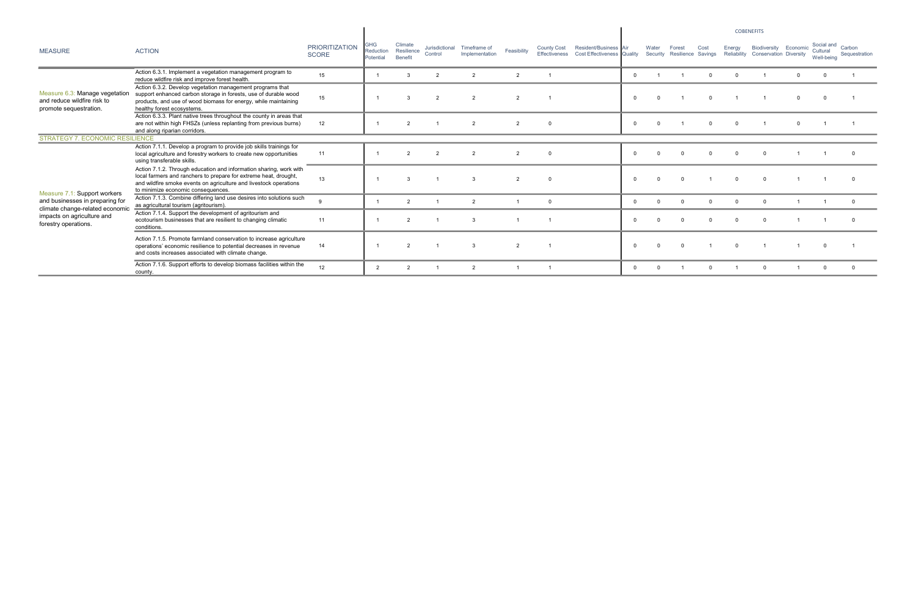| MEASURE | ACTION | PRIORITIZATION SCORE | GHG Reduction Potential | Climate Resilience Benefit | Jurisdictional Control | Timeframe of Implementation | Feasibility | County Cost Effectiveness | Resident/Business Cost Effectiveness | COBENEFITS Air Quality | Water Security | Forest Resilience | Cost Savings | Energy Reliability | Biodiversity Conservation | Economic Diversity | Social and Cultural Well-being | Carbon Sequestration |
|---|---|---|---|---|---|---|---|---|---|---|---|---|---|---|---|---|---|---|
| Measure 6.3: Manage vegetation and reduce wildfire risk to promote sequestration. | Action 6.3.1. Implement a vegetation management program to reduce wildfire risk and improve forest health. | 15 | 1 | 3 | 2 | 2 | 2 | 1 | | 0 | 1 | 1 | 0 | 0 | 1 | 0 | 0 | 1 |
| | Action 6.3.2. Develop vegetation management programs that support enhanced carbon storage in forests, use of durable wood products, and use of wood biomass for energy, while maintaining healthy forest ecosystems. | 15 | 1 | 3 | 2 | 2 | 2 | 1 | | 0 | 0 | 1 | 0 | 1 | 1 | 0 | 0 | 1 |
| | Action 6.3.3. Plant native trees throughout the county in areas that are not within high FHSZs (unless replanting from previous burns) and along riparian corridors. | 12 | 1 | 2 | 1 | 2 | 2 | 0 | | 0 | 0 | 1 | 0 | 0 | 1 | 0 | 1 | 1 |
| STRATEGY 7. ECONOMIC RESILIENCE | | | | | | | | | | | | | | | | | | |
| Measure 7.1: Support workers and businesses in preparing for climate change-related economic impacts on agriculture and forestry operations. | Action 7.1.1. Develop a program to provide job skills trainings for local agriculture and forestry workers to create new opportunities using transferable skills. | 11 | 1 | 2 | 2 | 2 | 2 | 0 | | 0 | 0 | 0 | 0 | 0 | 0 | 1 | 1 | 0 |
| | Action 7.1.2. Through education and information sharing, work with local farmers and ranchers to prepare for extreme heat, drought, and wildfire smoke events on agriculture and livestock operations to minimize economic consequences. | 13 | 1 | 3 | 1 | 3 | 2 | 0 | | 0 | 0 | 0 | 1 | 0 | 0 | 1 | 1 | 0 |
| | Action 7.1.3. Combine differing land use desires into solutions such as agricultural tourism (agritourism). | 9 | 1 | 2 | 1 | 2 | 1 | 0 | | 0 | 0 | 0 | 0 | 0 | 0 | 1 | 1 | 0 |
| | Action 7.1.4. Support the development of agritourism and ecotourism businesses that are resilient to changing climatic conditions. | 11 | 1 | 2 | 1 | 3 | 1 | 1 | | 0 | 0 | 0 | 0 | 0 | 0 | 1 | 1 | 0 |
| | Action 7.1.5. Promote farmland conservation to increase agriculture operations' economic resilience to potential decreases in revenue and costs increases associated with climate change. | 14 | 1 | 2 | 1 | 3 | 2 | 1 | | 0 | 0 | 0 | 1 | 0 | 1 | 1 | 0 | 1 |
| | Action 7.1.6. Support efforts to develop biomass facilities within the county. | 12 | 2 | 2 | 1 | 2 | 1 | 1 | | 0 | 0 | 1 | 0 | 1 | 0 | 1 | 0 | 0 |